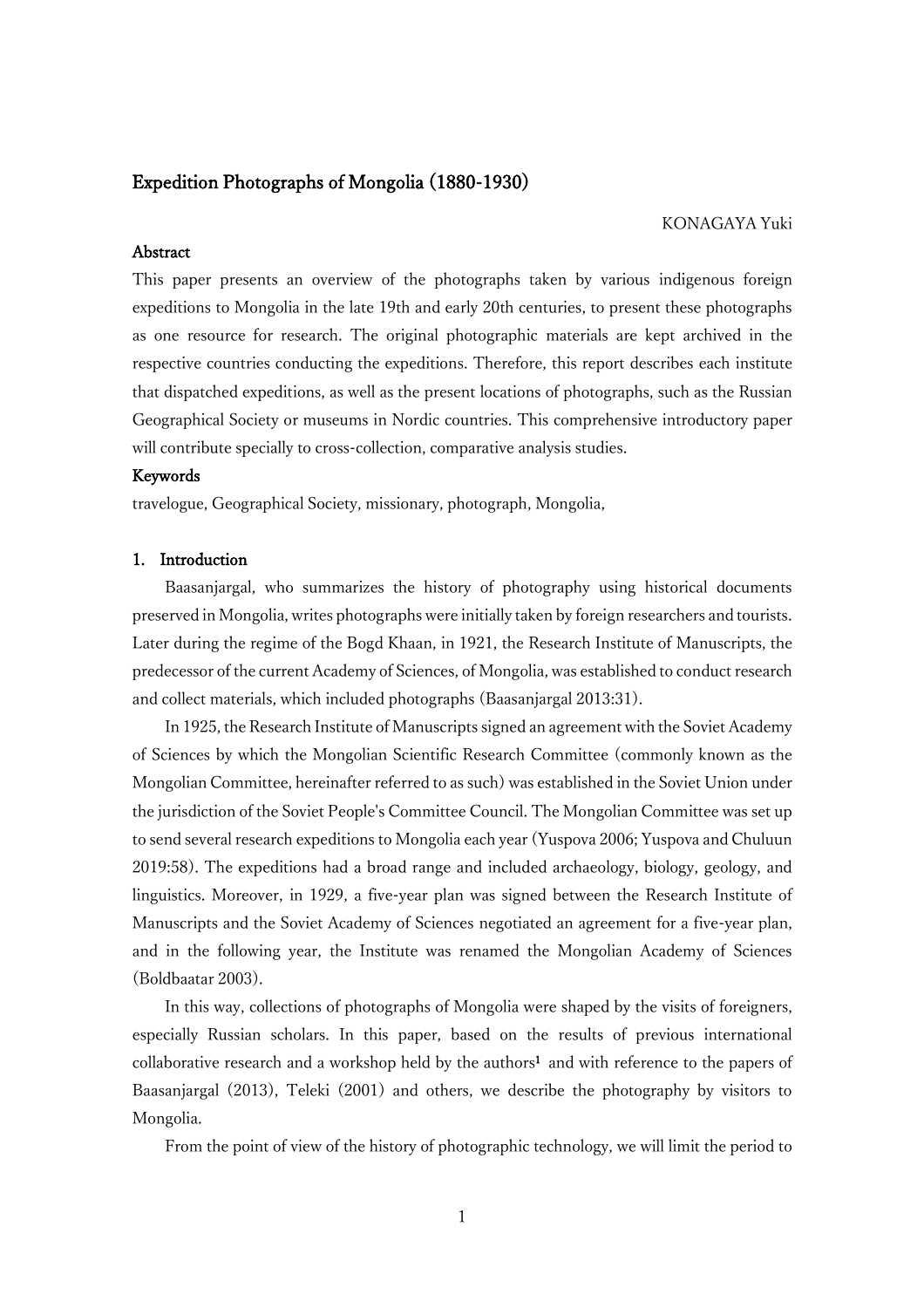# Expedition Photographs of Mongolia (1880-1930)

KONAGAYA Yuki

**Abstract**

This paper presents an overview of the photographs taken by various indigenous foreign expeditions to Mongolia in the late 19th and early 20th centuries, to present these photographs as one resource for research. The original photographic materials are kept archived in the respective countries conducting the expeditions. Therefore, this report describes each institute that dispatched expeditions, as well as the present locations of photographs, such as the Russian Geographical Society or museums in Nordic countries. This comprehensive introductory paper will contribute specially to cross-collection, comparative analysis studies.

**Keywords**

travelogue, Geographical Society, missionary, photograph, Mongolia,

## 1. Introduction

Baasanjargal, who summarizes the history of photography using historical documents preserved in Mongolia, writes photographs were initially taken by foreign researchers and tourists. Later during the regime of the Bogd Khaan, in 1921, the Research Institute of Manuscripts, the predecessor of the current Academy of Sciences, of Mongolia, was established to conduct research and collect materials, which included photographs (Baasanjargal 2013:31).

In 1925, the Research Institute of Manuscripts signed an agreement with the Soviet Academy of Sciences by which the Mongolian Scientific Research Committee (commonly known as the Mongolian Committee, hereinafter referred to as such) was established in the Soviet Union under the jurisdiction of the Soviet People's Committee Council. The Mongolian Committee was set up to send several research expeditions to Mongolia each year (Yuspova 2006; Yuspova and Chuluun 2019:58). The expeditions had a broad range and included archaeology, biology, geology, and linguistics. Moreover, in 1929, a five-year plan was signed between the Research Institute of Manuscripts and the Soviet Academy of Sciences negotiated an agreement for a five-year plan, and in the following year, the Institute was renamed the Mongolian Academy of Sciences (Boldbaatar 2003).

In this way, collections of photographs of Mongolia were shaped by the visits of foreigners, especially Russian scholars. In this paper, based on the results of previous international collaborative research and a workshop held by the authors[1] and with reference to the papers of Baasanjargal (2013), Teleki (2001) and others, we describe the photography by visitors to Mongolia.

From the point of view of the history of photographic technology, we will limit the period to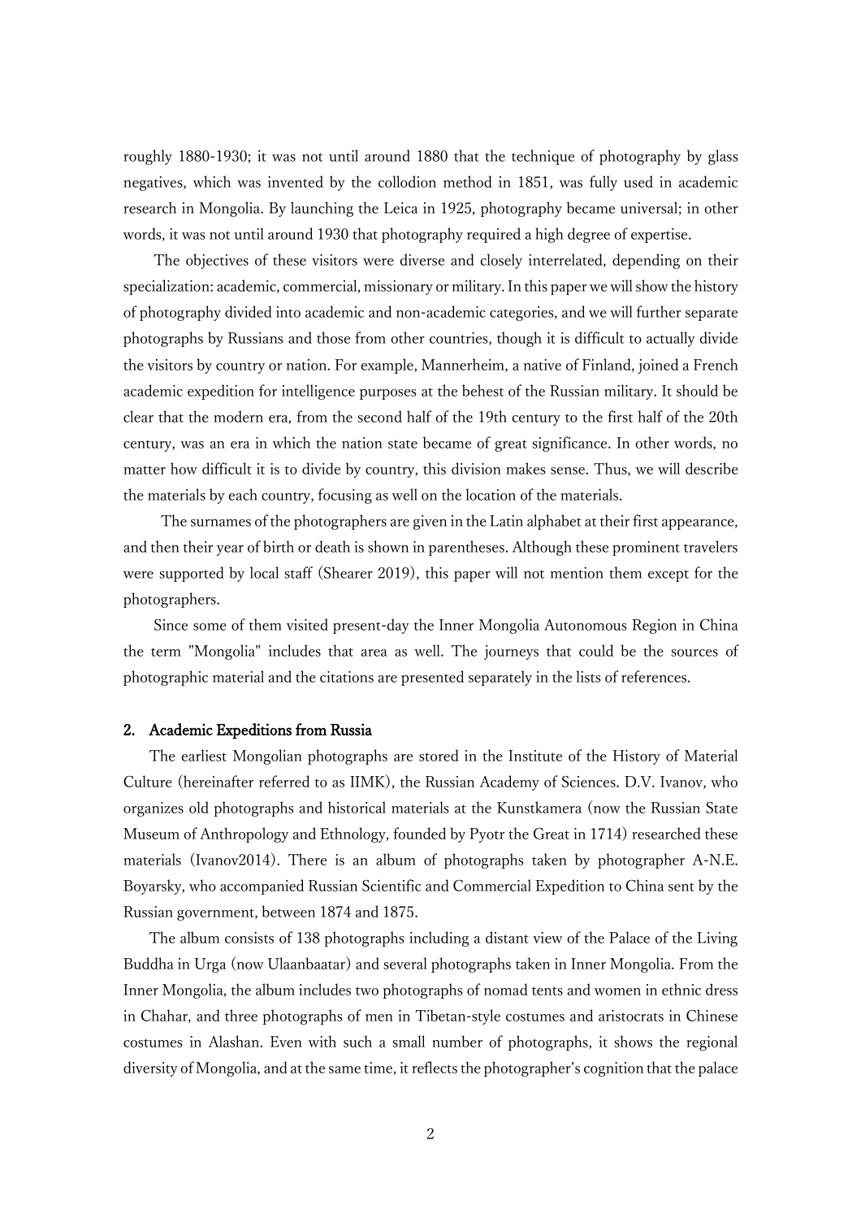roughly 1880-1930; it was not until around 1880 that the technique of photography by glass negatives, which was invented by the collodion method in 1851, was fully used in academic research in Mongolia. By launching the Leica in 1925, photography became universal; in other words, it was not until around 1930 that photography required a high degree of expertise.

The objectives of these visitors were diverse and closely interrelated, depending on their specialization: academic, commercial, missionary or military. In this paper we will show the history of photography divided into academic and non-academic categories, and we will further separate photographs by Russians and those from other countries, though it is difficult to actually divide the visitors by country or nation. For example, Mannerheim, a native of Finland, joined a French academic expedition for intelligence purposes at the behest of the Russian military. It should be clear that the modern era, from the second half of the 19th century to the first half of the 20th century, was an era in which the nation state became of great significance. In other words, no matter how difficult it is to divide by country, this division makes sense. Thus, we will describe the materials by each country, focusing as well on the location of the materials.

The surnames of the photographers are given in the Latin alphabet at their first appearance, and then their year of birth or death is shown in parentheses. Although these prominent travelers were supported by local staff (Shearer 2019), this paper will not mention them except for the photographers.

Since some of them visited present-day the Inner Mongolia Autonomous Region in China the term "Mongolia" includes that area as well. The journeys that could be the sources of photographic material and the citations are presented separately in the lists of references.

## 2. Academic Expeditions from Russia

The earliest Mongolian photographs are stored in the Institute of the History of Material Culture (hereinafter referred to as IIMK), the Russian Academy of Sciences. D.V. Ivanov, who organizes old photographs and historical materials at the Kunstkamera (now the Russian State Museum of Anthropology and Ethnology, founded by Pyotr the Great in 1714) researched these materials (Ivanov2014). There is an album of photographs taken by photographer A-N.E. Boyarsky, who accompanied Russian Scientific and Commercial Expedition to China sent by the Russian government, between 1874 and 1875.

The album consists of 138 photographs including a distant view of the Palace of the Living Buddha in Urga (now Ulaanbaatar) and several photographs taken in Inner Mongolia. From the Inner Mongolia, the album includes two photographs of nomad tents and women in ethnic dress in Chahar, and three photographs of men in Tibetan-style costumes and aristocrats in Chinese costumes in Alashan. Even with such a small number of photographs, it shows the regional diversity of Mongolia, and at the same time, it reflects the photographer's cognition that the palace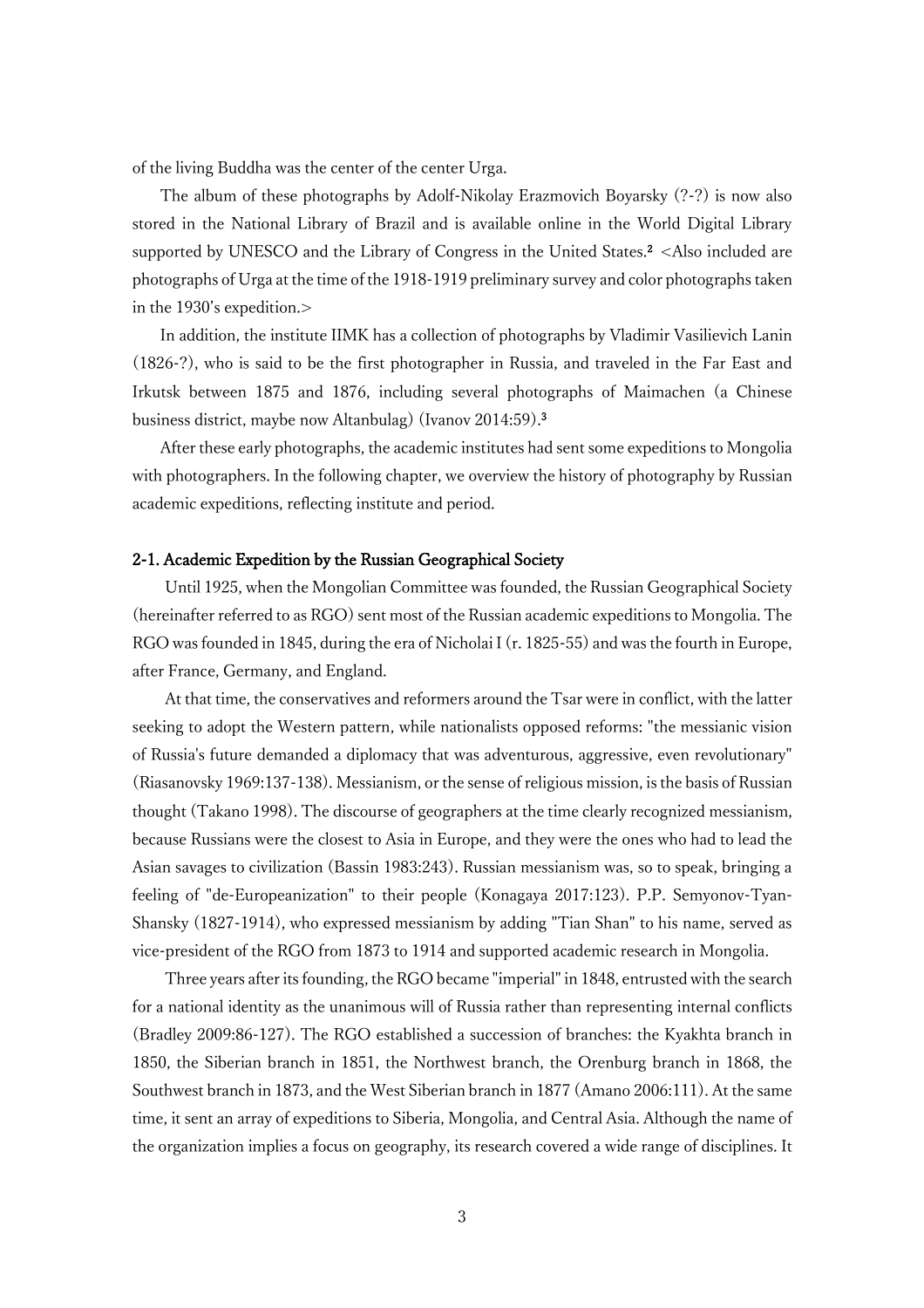of the living Buddha was the center of the center Urga.

The album of these photographs by Adolf-Nikolay Erazmovich Boyarsky (?-?) is now also stored in the National Library of Brazil and is available online in the World Digital Library supported by UNESCO and the Library of Congress in the United States.[2] <Also included are photographs of Urga at the time of the 1918-1919 preliminary survey and color photographs taken in the 1930's expedition.>

In addition, the institute IIMK has a collection of photographs by Vladimir Vasilievich Lanin (1826-?), who is said to be the first photographer in Russia, and traveled in the Far East and Irkutsk between 1875 and 1876, including several photographs of Maimachen (a Chinese business district, maybe now Altanbulag) (Ivanov 2014:59).[3]

After these early photographs, the academic institutes had sent some expeditions to Mongolia with photographers. In the following chapter, we overview the history of photography by Russian academic expeditions, reflecting institute and period.

## 2-1. Academic Expedition by the Russian Geographical Society

Until 1925, when the Mongolian Committee was founded, the Russian Geographical Society (hereinafter referred to as RGO) sent most of the Russian academic expeditions to Mongolia. The RGO was founded in 1845, during the era of Nicholai I (r. 1825-55) and was the fourth in Europe, after France, Germany, and England.

At that time, the conservatives and reformers around the Tsar were in conflict, with the latter seeking to adopt the Western pattern, while nationalists opposed reforms: "the messianic vision of Russia's future demanded a diplomacy that was adventurous, aggressive, even revolutionary" (Riasanovsky 1969:137-138). Messianism, or the sense of religious mission, is the basis of Russian thought (Takano 1998). The discourse of geographers at the time clearly recognized messianism, because Russians were the closest to Asia in Europe, and they were the ones who had to lead the Asian savages to civilization (Bassin 1983:243). Russian messianism was, so to speak, bringing a feeling of "de-Europeanization" to their people (Konagaya 2017:123). P.P. Semyonov-Tyan-Shansky (1827-1914), who expressed messianism by adding "Tian Shan" to his name, served as vice-president of the RGO from 1873 to 1914 and supported academic research in Mongolia.

Three years after its founding, the RGO became "imperial" in 1848, entrusted with the search for a national identity as the unanimous will of Russia rather than representing internal conflicts (Bradley 2009:86-127). The RGO established a succession of branches: the Kyakhta branch in 1850, the Siberian branch in 1851, the Northwest branch, the Orenburg branch in 1868, the Southwest branch in 1873, and the West Siberian branch in 1877 (Amano 2006:111). At the same time, it sent an array of expeditions to Siberia, Mongolia, and Central Asia. Although the name of the organization implies a focus on geography, its research covered a wide range of disciplines. It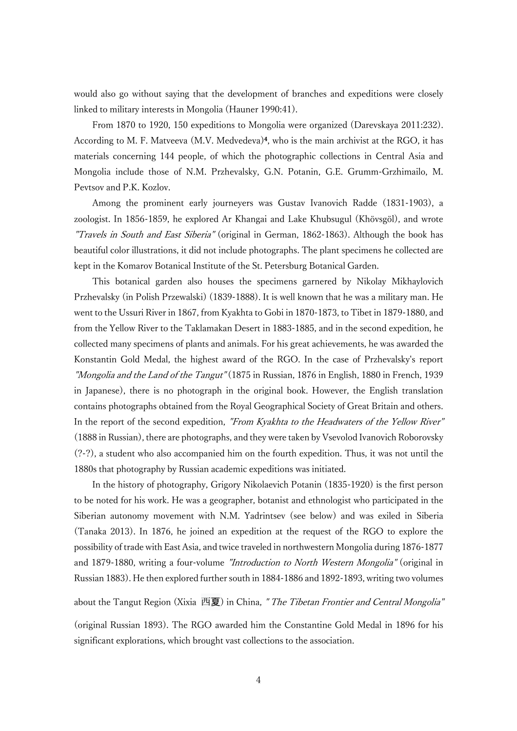would also go without saying that the development of branches and expeditions were closely linked to military interests in Mongolia (Hauner 1990:41).

From 1870 to 1920, 150 expeditions to Mongolia were organized (Darevskaya 2011:232). According to M. F. Matveeva (M.V. Medvedeva)[4], who is the main archivist at the RGO, it has materials concerning 144 people, of which the photographic collections in Central Asia and Mongolia include those of N.M. Przhevalsky, G.N. Potanin, G.E. Grumm-Grzhimailo, M. Pevtsov and P.K. Kozlov.

Among the prominent early journeyers was Gustav Ivanovich Radde (1831-1903), a zoologist. In 1856-1859, he explored Ar Khangai and Lake Khubsugul (Khövsgöl), and wrote *"Travels in South and East Siberia"* (original in German, 1862-1863). Although the book has beautiful color illustrations, it did not include photographs. The plant specimens he collected are kept in the Komarov Botanical Institute of the St. Petersburg Botanical Garden.

This botanical garden also houses the specimens garnered by Nikolay Mikhaylovich Przhevalsky (in Polish Przewalski) (1839-1888). It is well known that he was a military man. He went to the Ussuri River in 1867, from Kyakhta to Gobi in 1870-1873, to Tibet in 1879-1880, and from the Yellow River to the Taklamakan Desert in 1883-1885, and in the second expedition, he collected many specimens of plants and animals. For his great achievements, he was awarded the Konstantin Gold Medal, the highest award of the RGO. In the case of Przhevalsky's report *"Mongolia and the Land of the Tangut"* (1875 in Russian, 1876 in English, 1880 in French, 1939 in Japanese), there is no photograph in the original book. However, the English translation contains photographs obtained from the Royal Geographical Society of Great Britain and others. In the report of the second expedition, *"From Kyakhta to the Headwaters of the Yellow River"* (1888 in Russian), there are photographs, and they were taken by Vsevolod Ivanovich Roborovsky (?-?), a student who also accompanied him on the fourth expedition. Thus, it was not until the 1880s that photography by Russian academic expeditions was initiated.

In the history of photography, Grigory Nikolaevich Potanin (1835-1920) is the first person to be noted for his work. He was a geographer, botanist and ethnologist who participated in the Siberian autonomy movement with N.M. Yadrintsev (see below) and was exiled in Siberia (Tanaka 2013). In 1876, he joined an expedition at the request of the RGO to explore the possibility of trade with East Asia, and twice traveled in northwestern Mongolia during 1876-1877 and 1879-1880, writing a four-volume *"Introduction to North Western Mongolia"* (original in Russian 1883). He then explored further south in 1884-1886 and 1892-1893, writing two volumes about the Tangut Region (Xixia 西夏) in China, *" The Tibetan Frontier and Central Mongolia"* (original Russian 1893). The RGO awarded him the Constantine Gold Medal in 1896 for his significant explorations, which brought vast collections to the association.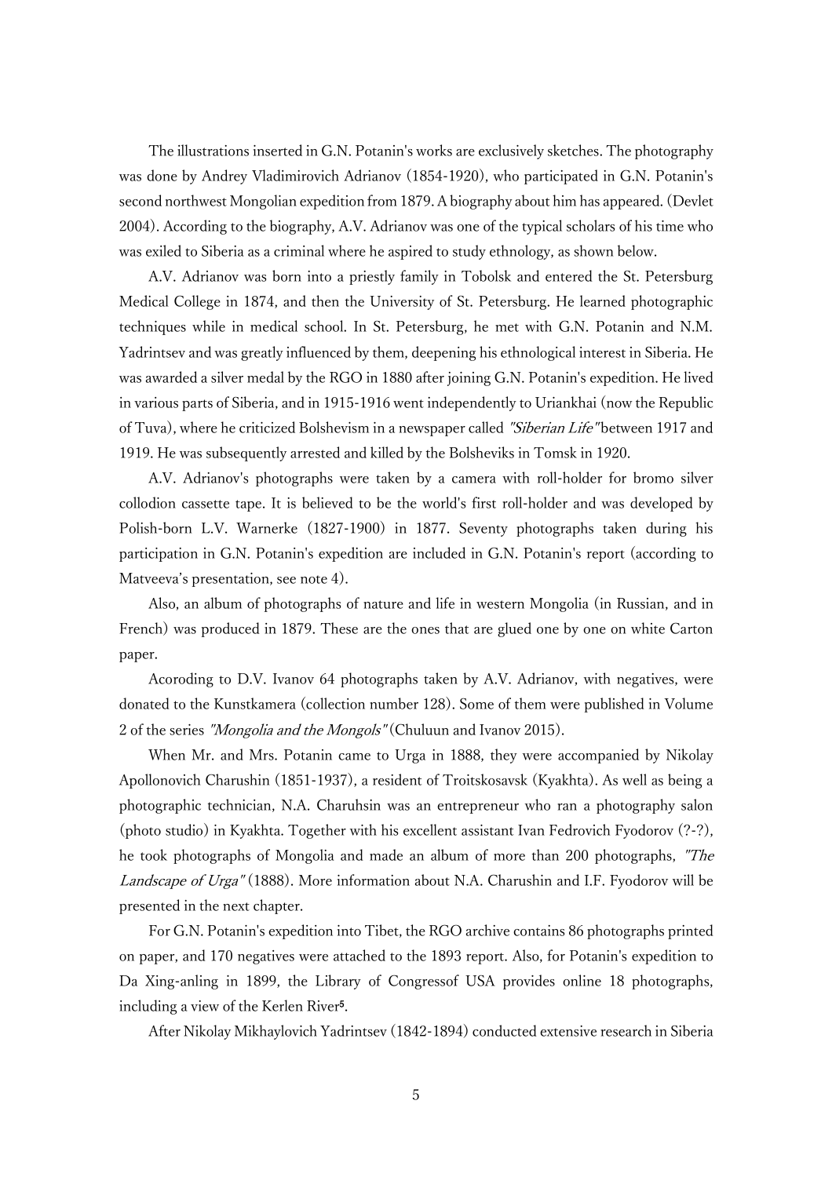The illustrations inserted in G.N. Potanin's works are exclusively sketches. The photography was done by Andrey Vladimirovich Adrianov (1854-1920), who participated in G.N. Potanin's second northwest Mongolian expedition from 1879. A biography about him has appeared. (Devlet 2004). According to the biography, A.V. Adrianov was one of the typical scholars of his time who was exiled to Siberia as a criminal where he aspired to study ethnology, as shown below.

A.V. Adrianov was born into a priestly family in Tobolsk and entered the St. Petersburg Medical College in 1874, and then the University of St. Petersburg. He learned photographic techniques while in medical school. In St. Petersburg, he met with G.N. Potanin and N.M. Yadrintsev and was greatly influenced by them, deepening his ethnological interest in Siberia. He was awarded a silver medal by the RGO in 1880 after joining G.N. Potanin's expedition. He lived in various parts of Siberia, and in 1915-1916 went independently to Uriankhai (now the Republic of Tuva), where he criticized Bolshevism in a newspaper called *"Siberian Life"* between 1917 and 1919. He was subsequently arrested and killed by the Bolsheviks in Tomsk in 1920.

A.V. Adrianov's photographs were taken by a camera with roll-holder for bromo silver collodion cassette tape. It is believed to be the world's first roll-holder and was developed by Polish-born L.V. Warnerke (1827-1900) in 1877. Seventy photographs taken during his participation in G.N. Potanin's expedition are included in G.N. Potanin's report (according to Matveeva's presentation, see note 4).

Also, an album of photographs of nature and life in western Mongolia (in Russian, and in French) was produced in 1879. These are the ones that are glued one by one on white Carton paper.

Acoroding to D.V. Ivanov 64 photographs taken by A.V. Adrianov, with negatives, were donated to the Kunstkamera (collection number 128). Some of them were published in Volume 2 of the series *"Mongolia and the Mongols"* (Chuluun and Ivanov 2015).

When Mr. and Mrs. Potanin came to Urga in 1888, they were accompanied by Nikolay Apollonovich Charushin (1851-1937), a resident of Troitskosavsk (Kyakhta). As well as being a photographic technician, N.A. Charuhsin was an entrepreneur who ran a photography salon (photo studio) in Kyakhta. Together with his excellent assistant Ivan Fedrovich Fyodorov (?-?), he took photographs of Mongolia and made an album of more than 200 photographs, *"The Landscape of Urga"* (1888). More information about N.A. Charushin and I.F. Fyodorov will be presented in the next chapter.

For G.N. Potanin's expedition into Tibet, the RGO archive contains 86 photographs printed on paper, and 170 negatives were attached to the 1893 report. Also, for Potanin's expedition to Da Xing-anling in 1899, the Library of Congressof USA provides online 18 photographs, including a view of the Kerlen River[5].

After Nikolay Mikhaylovich Yadrintsev (1842-1894) conducted extensive research in Siberia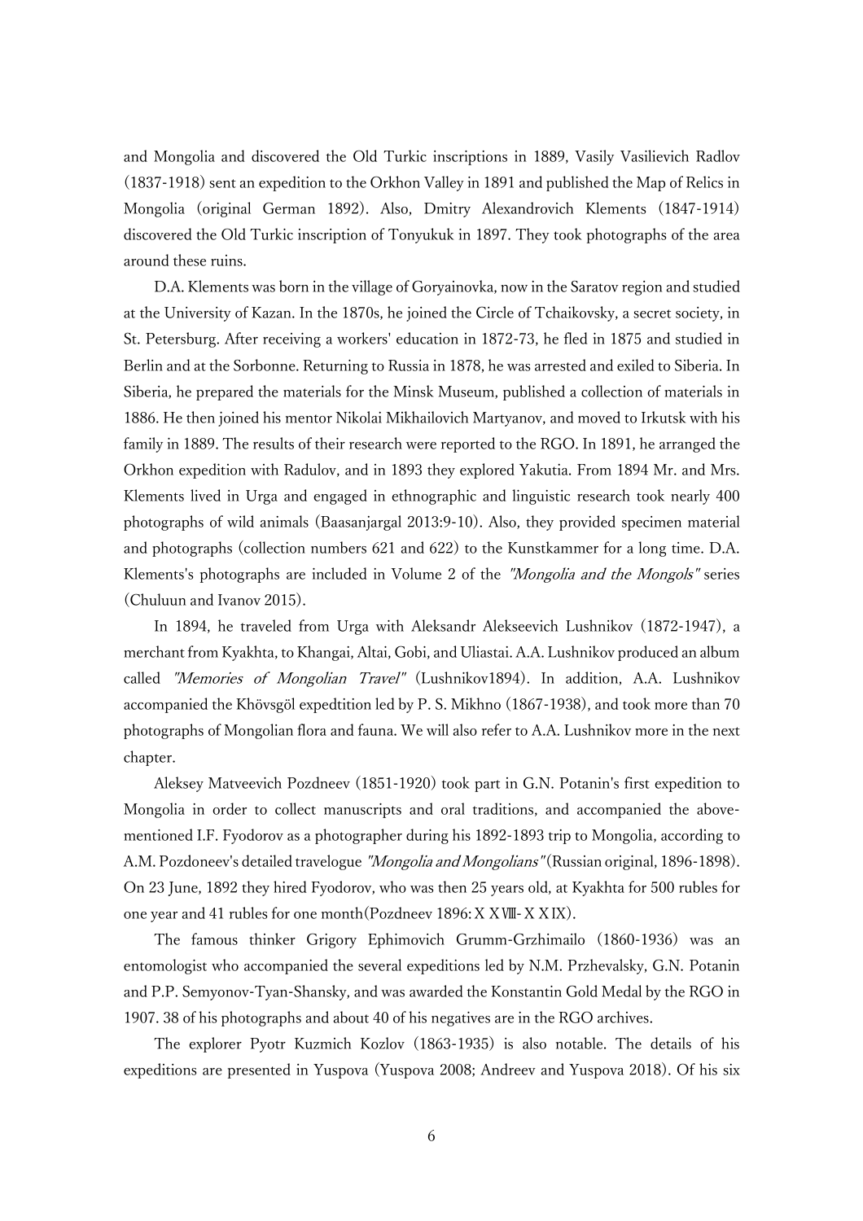and Mongolia and discovered the Old Turkic inscriptions in 1889, Vasily Vasilievich Radlov (1837-1918) sent an expedition to the Orkhon Valley in 1891 and published the Map of Relics in Mongolia (original German 1892). Also, Dmitry Alexandrovich Klements (1847-1914) discovered the Old Turkic inscription of Tonyukuk in 1897. They took photographs of the area around these ruins.

D.A. Klements was born in the village of Goryainovka, now in the Saratov region and studied at the University of Kazan. In the 1870s, he joined the Circle of Tchaikovsky, a secret society, in St. Petersburg. After receiving a workers' education in 1872-73, he fled in 1875 and studied in Berlin and at the Sorbonne. Returning to Russia in 1878, he was arrested and exiled to Siberia. In Siberia, he prepared the materials for the Minsk Museum, published a collection of materials in 1886. He then joined his mentor Nikolai Mikhailovich Martyanov, and moved to Irkutsk with his family in 1889. The results of their research were reported to the RGO. In 1891, he arranged the Orkhon expedition with Radulov, and in 1893 they explored Yakutia. From 1894 Mr. and Mrs. Klements lived in Urga and engaged in ethnographic and linguistic research took nearly 400 photographs of wild animals (Baasanjargal 2013:9-10). Also, they provided specimen material and photographs (collection numbers 621 and 622) to the Kunstkammer for a long time. D.A. Klements's photographs are included in Volume 2 of the *"Mongolia and the Mongols"* series (Chuluun and Ivanov 2015).

In 1894, he traveled from Urga with Aleksandr Alekseevich Lushnikov (1872-1947), a merchant from Kyakhta, to Khangai, Altai, Gobi, and Uliastai. A.A. Lushnikov produced an album called *"Memories of Mongolian Travel"* (Lushnikov1894). In addition, A.A. Lushnikov accompanied the Khövsgöl expedtition led by P. S. Mikhno (1867-1938), and took more than 70 photographs of Mongolian flora and fauna. We will also refer to A.A. Lushnikov more in the next chapter.

Aleksey Matveevich Pozdneev (1851-1920) took part in G.N. Potanin's first expedition to Mongolia in order to collect manuscripts and oral traditions, and accompanied the above-mentioned I.F. Fyodorov as a photographer during his 1892-1893 trip to Mongolia, according to A.M. Pozdoneev's detailed travelogue *"Mongolia and Mongolians"* (Russian original, 1896-1898). On 23 June, 1892 they hired Fyodorov, who was then 25 years old, at Kyakhta for 500 rubles for one year and 41 rubles for one month(Pozdneev 1896: ⅩⅩⅧ-ⅩⅩⅨ).

The famous thinker Grigory Ephimovich Grumm-Grzhimailo (1860-1936) was an entomologist who accompanied the several expeditions led by N.M. Przhevalsky, G.N. Potanin and P.P. Semyonov-Tyan-Shansky, and was awarded the Konstantin Gold Medal by the RGO in 1907. 38 of his photographs and about 40 of his negatives are in the RGO archives.

The explorer Pyotr Kuzmich Kozlov (1863-1935) is also notable. The details of his expeditions are presented in Yuspova (Yuspova 2008; Andreev and Yuspova 2018). Of his six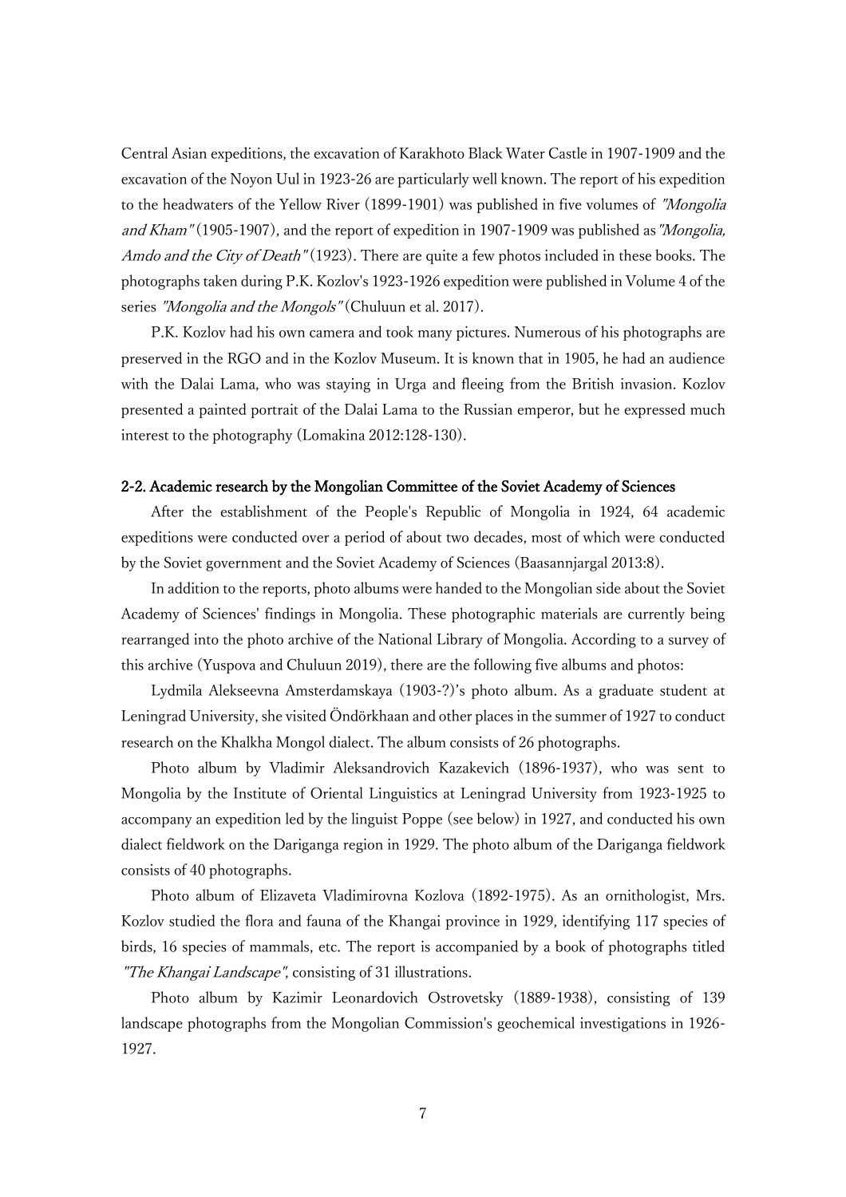Central Asian expeditions, the excavation of Karakhoto Black Water Castle in 1907-1909 and the excavation of the Noyon Uul in 1923-26 are particularly well known. The report of his expedition to the headwaters of the Yellow River (1899-1901) was published in five volumes of *"Mongolia and Kham"* (1905-1907), and the report of expedition in 1907-1909 was published as *"Mongolia, Amdo and the City of Death"* (1923). There are quite a few photos included in these books. The photographs taken during P.K. Kozlov's 1923-1926 expedition were published in Volume 4 of the series *"Mongolia and the Mongols"* (Chuluun et al. 2017).

P.K. Kozlov had his own camera and took many pictures. Numerous of his photographs are preserved in the RGO and in the Kozlov Museum. It is known that in 1905, he had an audience with the Dalai Lama, who was staying in Urga and fleeing from the British invasion. Kozlov presented a painted portrait of the Dalai Lama to the Russian emperor, but he expressed much interest to the photography (Lomakina 2012:128-130).

### 2-2. Academic research by the Mongolian Committee of the Soviet Academy of Sciences

After the establishment of the People's Republic of Mongolia in 1924, 64 academic expeditions were conducted over a period of about two decades, most of which were conducted by the Soviet government and the Soviet Academy of Sciences (Baasannjargal 2013:8).

In addition to the reports, photo albums were handed to the Mongolian side about the Soviet Academy of Sciences' findings in Mongolia. These photographic materials are currently being rearranged into the photo archive of the National Library of Mongolia. According to a survey of this archive (Yuspova and Chuluun 2019), there are the following five albums and photos:

Lydmila Alekseevna Amsterdamskaya (1903-?)'s photo album. As a graduate student at Leningrad University, she visited Öndörkhaan and other places in the summer of 1927 to conduct research on the Khalkha Mongol dialect. The album consists of 26 photographs.

Photo album by Vladimir Aleksandrovich Kazakevich (1896-1937), who was sent to Mongolia by the Institute of Oriental Linguistics at Leningrad University from 1923-1925 to accompany an expedition led by the linguist Poppe (see below) in 1927, and conducted his own dialect fieldwork on the Dariganga region in 1929. The photo album of the Dariganga fieldwork consists of 40 photographs.

Photo album of Elizaveta Vladimirovna Kozlova (1892-1975). As an ornithologist, Mrs. Kozlov studied the flora and fauna of the Khangai province in 1929, identifying 117 species of birds, 16 species of mammals, etc. The report is accompanied by a book of photographs titled *"The Khangai Landscape"*, consisting of 31 illustrations.

Photo album by Kazimir Leonardovich Ostrovetsky (1889-1938), consisting of 139 landscape photographs from the Mongolian Commission's geochemical investigations in 1926-1927.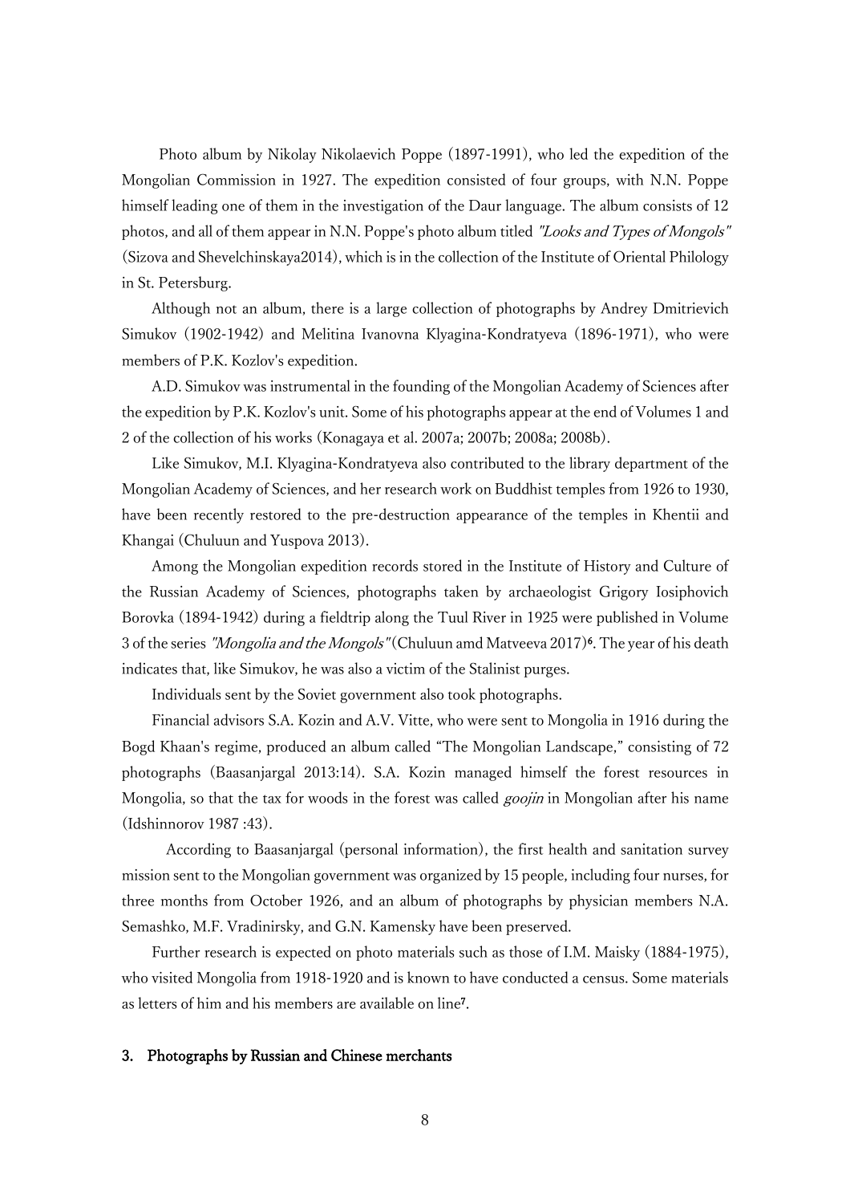Photo album by Nikolay Nikolaevich Poppe (1897-1991), who led the expedition of the Mongolian Commission in 1927. The expedition consisted of four groups, with N.N. Poppe himself leading one of them in the investigation of the Daur language. The album consists of 12 photos, and all of them appear in N.N. Poppe's photo album titled *"Looks and Types of Mongols"* (Sizova and Shevelchinskaya2014), which is in the collection of the Institute of Oriental Philology in St. Petersburg.

Although not an album, there is a large collection of photographs by Andrey Dmitrievich Simukov (1902-1942) and Melitina Ivanovna Klyagina-Kondratyeva (1896-1971), who were members of P.K. Kozlov's expedition.

A.D. Simukov was instrumental in the founding of the Mongolian Academy of Sciences after the expedition by P.K. Kozlov's unit. Some of his photographs appear at the end of Volumes 1 and 2 of the collection of his works (Konagaya et al. 2007a; 2007b; 2008a; 2008b).

Like Simukov, M.I. Klyagina-Kondratyeva also contributed to the library department of the Mongolian Academy of Sciences, and her research work on Buddhist temples from 1926 to 1930, have been recently restored to the pre-destruction appearance of the temples in Khentii and Khangai (Chuluun and Yuspova 2013).

Among the Mongolian expedition records stored in the Institute of History and Culture of the Russian Academy of Sciences, photographs taken by archaeologist Grigory Iosiphovich Borovka (1894-1942) during a fieldtrip along the Tuul River in 1925 were published in Volume 3 of the series *"Mongolia and the Mongols"* (Chuluun amd Matveeva 2017)[6]. The year of his death indicates that, like Simukov, he was also a victim of the Stalinist purges.

Individuals sent by the Soviet government also took photographs.

Financial advisors S.A. Kozin and A.V. Vitte, who were sent to Mongolia in 1916 during the Bogd Khaan's regime, produced an album called "The Mongolian Landscape," consisting of 72 photographs (Baasanjargal 2013:14). S.A. Kozin managed himself the forest resources in Mongolia, so that the tax for woods in the forest was called *goojin* in Mongolian after his name (Idshinnorov 1987 :43).

According to Baasanjargal (personal information), the first health and sanitation survey mission sent to the Mongolian government was organized by 15 people, including four nurses, for three months from October 1926, and an album of photographs by physician members N.A. Semashko, M.F. Vradinirsky, and G.N. Kamensky have been preserved.

Further research is expected on photo materials such as those of I.M. Maisky (1884-1975), who visited Mongolia from 1918-1920 and is known to have conducted a census. Some materials as letters of him and his members are available on line[7].

## 3. Photographs by Russian and Chinese merchants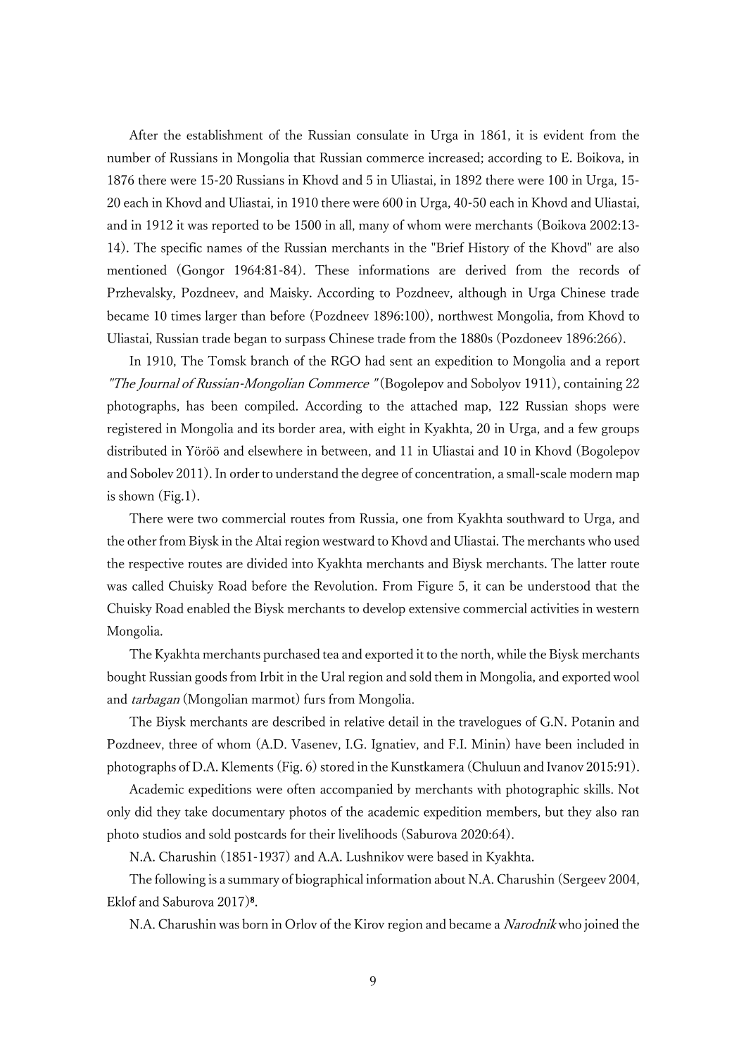After the establishment of the Russian consulate in Urga in 1861, it is evident from the number of Russians in Mongolia that Russian commerce increased; according to E. Boikova, in 1876 there were 15-20 Russians in Khovd and 5 in Uliastai, in 1892 there were 100 in Urga, 15-20 each in Khovd and Uliastai, in 1910 there were 600 in Urga, 40-50 each in Khovd and Uliastai, and in 1912 it was reported to be 1500 in all, many of whom were merchants (Boikova 2002:13-14). The specific names of the Russian merchants in the "Brief History of the Khovd" are also mentioned (Gongor 1964:81-84). These informations are derived from the records of Przhevalsky, Pozdneev, and Maisky. According to Pozdneev, although in Urga Chinese trade became 10 times larger than before (Pozdneev 1896:100), northwest Mongolia, from Khovd to Uliastai, Russian trade began to surpass Chinese trade from the 1880s (Pozdoneev 1896:266).

In 1910, The Tomsk branch of the RGO had sent an expedition to Mongolia and a report *"The Journal of Russian-Mongolian Commerce"* (Bogolepov and Sobolyov 1911), containing 22 photographs, has been compiled. According to the attached map, 122 Russian shops were registered in Mongolia and its border area, with eight in Kyakhta, 20 in Urga, and a few groups distributed in Yöröö and elsewhere in between, and 11 in Uliastai and 10 in Khovd (Bogolepov and Sobolev 2011). In order to understand the degree of concentration, a small-scale modern map is shown (Fig.1).

There were two commercial routes from Russia, one from Kyakhta southward to Urga, and the other from Biysk in the Altai region westward to Khovd and Uliastai. The merchants who used the respective routes are divided into Kyakhta merchants and Biysk merchants. The latter route was called Chuisky Road before the Revolution. From Figure 5, it can be understood that the Chuisky Road enabled the Biysk merchants to develop extensive commercial activities in western Mongolia.

The Kyakhta merchants purchased tea and exported it to the north, while the Biysk merchants bought Russian goods from Irbit in the Ural region and sold them in Mongolia, and exported wool and *tarbagan* (Mongolian marmot) furs from Mongolia.

The Biysk merchants are described in relative detail in the travelogues of G.N. Potanin and Pozdneev, three of whom (A.D. Vasenev, I.G. Ignatiev, and F.I. Minin) have been included in photographs of D.A. Klements (Fig. 6) stored in the Kunstkamera (Chuluun and Ivanov 2015:91).

Academic expeditions were often accompanied by merchants with photographic skills. Not only did they take documentary photos of the academic expedition members, but they also ran photo studios and sold postcards for their livelihoods (Saburova 2020:64).

N.A. Charushin (1851-1937) and A.A. Lushnikov were based in Kyakhta.

The following is a summary of biographical information about N.A. Charushin (Sergeev 2004, Eklof and Saburova 2017)[8].

N.A. Charushin was born in Orlov of the Kirov region and became a *Narodnik* who joined the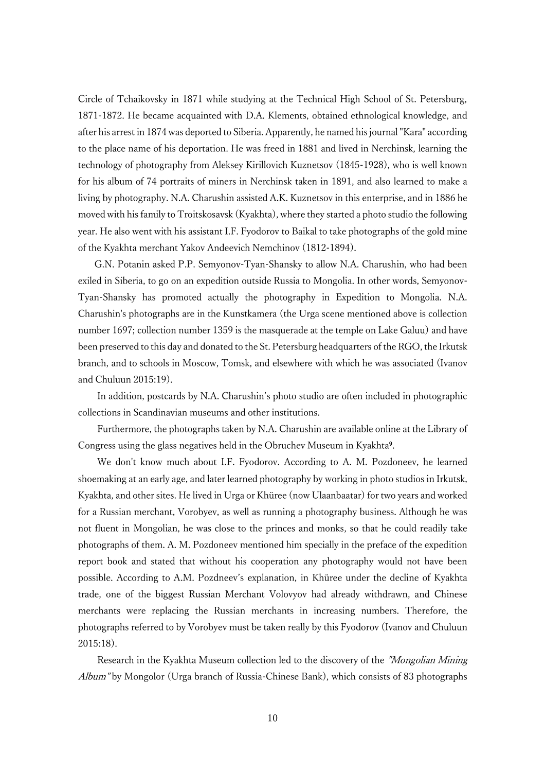Circle of Tchaikovsky in 1871 while studying at the Technical High School of St. Petersburg, 1871-1872. He became acquainted with D.A. Klements, obtained ethnological knowledge, and after his arrest in 1874 was deported to Siberia. Apparently, he named his journal "Kara" according to the place name of his deportation. He was freed in 1881 and lived in Nerchinsk, learning the technology of photography from Aleksey Kirillovich Kuznetsov (1845-1928), who is well known for his album of 74 portraits of miners in Nerchinsk taken in 1891, and also learned to make a living by photography. N.A. Charushin assisted A.K. Kuznetsov in this enterprise, and in 1886 he moved with his family to Troitskosavsk (Kyakhta), where they started a photo studio the following year. He also went with his assistant I.F. Fyodorov to Baikal to take photographs of the gold mine of the Kyakhta merchant Yakov Andeevich Nemchinov (1812-1894).

G.N. Potanin asked P.P. Semyonov-Tyan-Shansky to allow N.A. Charushin, who had been exiled in Siberia, to go on an expedition outside Russia to Mongolia. In other words, Semyonov-Tyan-Shansky has promoted actually the photography in Expedition to Mongolia. N.A. Charushin's photographs are in the Kunstkamera (the Urga scene mentioned above is collection number 1697; collection number 1359 is the masquerade at the temple on Lake Galuu) and have been preserved to this day and donated to the St. Petersburg headquarters of the RGO, the Irkutsk branch, and to schools in Moscow, Tomsk, and elsewhere with which he was associated (Ivanov and Chuluun 2015:19).

In addition, postcards by N.A. Charushin's photo studio are often included in photographic collections in Scandinavian museums and other institutions.

Furthermore, the photographs taken by N.A. Charushin are available online at the Library of Congress using the glass negatives held in the Obruchev Museum in Kyakhta[9].

We don't know much about I.F. Fyodorov. According to A. M. Pozdoneev, he learned shoemaking at an early age, and later learned photography by working in photo studios in Irkutsk, Kyakhta, and other sites. He lived in Urga or Khüree (now Ulaanbaatar) for two years and worked for a Russian merchant, Vorobyev, as well as running a photography business. Although he was not fluent in Mongolian, he was close to the princes and monks, so that he could readily take photographs of them. A. M. Pozdoneev mentioned him specially in the preface of the expedition report book and stated that without his cooperation any photography would not have been possible. According to A.M. Pozdneev's explanation, in Khüree under the decline of Kyakhta trade, one of the biggest Russian Merchant Volovyov had already withdrawn, and Chinese merchants were replacing the Russian merchants in increasing numbers. Therefore, the photographs referred to by Vorobyev must be taken really by this Fyodorov (Ivanov and Chuluun 2015:18).

Research in the Kyakhta Museum collection led to the discovery of the *"Mongolian Mining Album"* by Mongolor (Urga branch of Russia-Chinese Bank), which consists of 83 photographs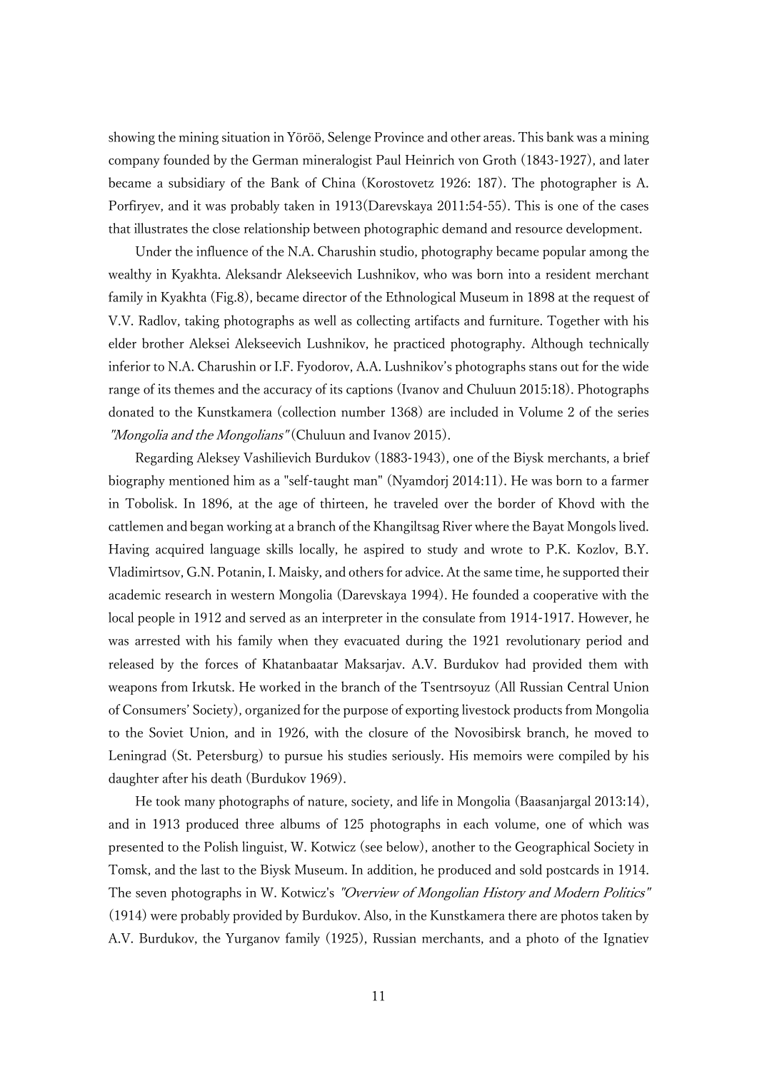showing the mining situation in Yöröö, Selenge Province and other areas. This bank was a mining company founded by the German mineralogist Paul Heinrich von Groth (1843-1927), and later became a subsidiary of the Bank of China (Korostovetz 1926: 187). The photographer is A. Porfiryev, and it was probably taken in 1913(Darevskaya 2011:54-55). This is one of the cases that illustrates the close relationship between photographic demand and resource development.

Under the influence of the N.A. Charushin studio, photography became popular among the wealthy in Kyakhta. Aleksandr Alekseevich Lushnikov, who was born into a resident merchant family in Kyakhta (Fig.8), became director of the Ethnological Museum in 1898 at the request of V.V. Radlov, taking photographs as well as collecting artifacts and furniture. Together with his elder brother Aleksei Alekseevich Lushnikov, he practiced photography. Although technically inferior to N.A. Charushin or I.F. Fyodorov, A.A. Lushnikov's photographs stans out for the wide range of its themes and the accuracy of its captions (Ivanov and Chuluun 2015:18). Photographs donated to the Kunstkamera (collection number 1368) are included in Volume 2 of the series *"Mongolia and the Mongolians"* (Chuluun and Ivanov 2015).

Regarding Aleksey Vashilievich Burdukov (1883-1943), one of the Biysk merchants, a brief biography mentioned him as a "self-taught man" (Nyamdorj 2014:11). He was born to a farmer in Tobolisk. In 1896, at the age of thirteen, he traveled over the border of Khovd with the cattlemen and began working at a branch of the Khangiltsag River where the Bayat Mongols lived. Having acquired language skills locally, he aspired to study and wrote to P.K. Kozlov, B.Y. Vladimirtsov, G.N. Potanin, I. Maisky, and others for advice. At the same time, he supported their academic research in western Mongolia (Darevskaya 1994). He founded a cooperative with the local people in 1912 and served as an interpreter in the consulate from 1914-1917. However, he was arrested with his family when they evacuated during the 1921 revolutionary period and released by the forces of Khatanbaatar Maksarjav. A.V. Burdukov had provided them with weapons from Irkutsk. He worked in the branch of the Tsentrsoyuz (All Russian Central Union of Consumers' Society), organized for the purpose of exporting livestock products from Mongolia to the Soviet Union, and in 1926, with the closure of the Novosibirsk branch, he moved to Leningrad (St. Petersburg) to pursue his studies seriously. His memoirs were compiled by his daughter after his death (Burdukov 1969).

He took many photographs of nature, society, and life in Mongolia (Baasanjargal 2013:14), and in 1913 produced three albums of 125 photographs in each volume, one of which was presented to the Polish linguist, W. Kotwicz (see below), another to the Geographical Society in Tomsk, and the last to the Biysk Museum. In addition, he produced and sold postcards in 1914. The seven photographs in W. Kotwicz's *"Overview of Mongolian History and Modern Politics"* (1914) were probably provided by Burdukov. Also, in the Kunstkamera there are photos taken by A.V. Burdukov, the Yurganov family (1925), Russian merchants, and a photo of the Ignatiev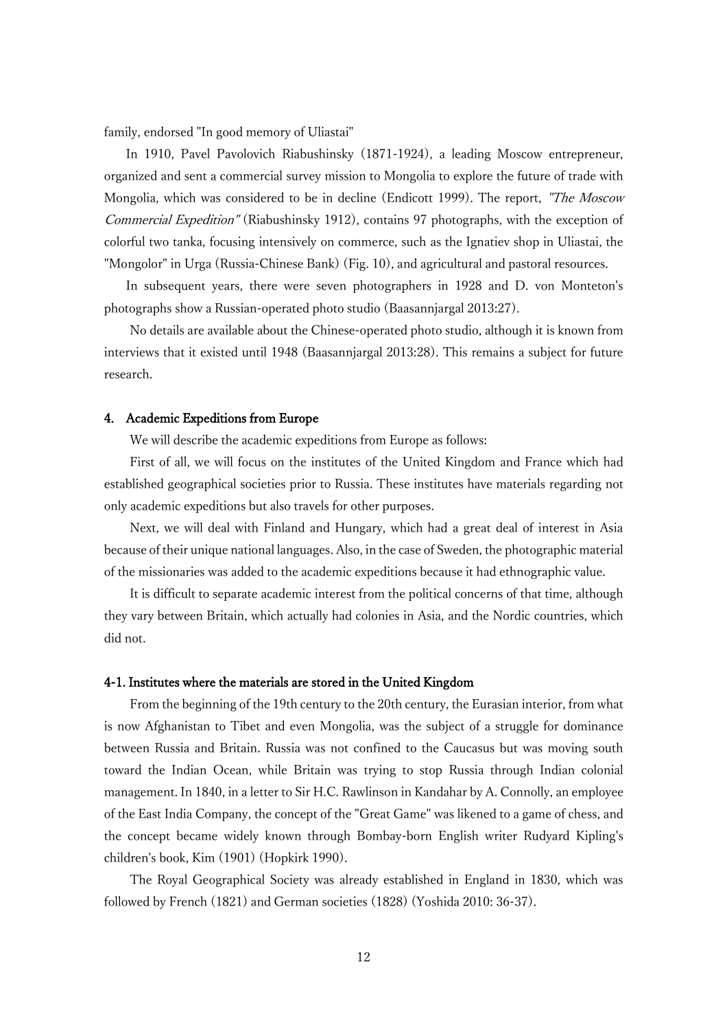family, endorsed "In good memory of Uliastai"

In 1910, Pavel Pavolovich Riabushinsky (1871-1924), a leading Moscow entrepreneur, organized and sent a commercial survey mission to Mongolia to explore the future of trade with Mongolia, which was considered to be in decline (Endicott 1999). The report, *"The Moscow Commercial Expedition"* (Riabushinsky 1912), contains 97 photographs, with the exception of colorful two tanka, focusing intensively on commerce, such as the Ignatiev shop in Uliastai, the "Mongolor" in Urga (Russia-Chinese Bank) (Fig. 10), and agricultural and pastoral resources.

In subsequent years, there were seven photographers in 1928 and D. von Monteton's photographs show a Russian-operated photo studio (Baasannjargal 2013:27).

No details are available about the Chinese-operated photo studio, although it is known from interviews that it existed until 1948 (Baasannjargal 2013:28). This remains a subject for future research.

## 4. Academic Expeditions from Europe

We will describe the academic expeditions from Europe as follows:

First of all, we will focus on the institutes of the United Kingdom and France which had established geographical societies prior to Russia. These institutes have materials regarding not only academic expeditions but also travels for other purposes.

Next, we will deal with Finland and Hungary, which had a great deal of interest in Asia because of their unique national languages. Also, in the case of Sweden, the photographic material of the missionaries was added to the academic expeditions because it had ethnographic value.

It is difficult to separate academic interest from the political concerns of that time, although they vary between Britain, which actually had colonies in Asia, and the Nordic countries, which did not.

### 4-1. Institutes where the materials are stored in the United Kingdom

From the beginning of the 19th century to the 20th century, the Eurasian interior, from what is now Afghanistan to Tibet and even Mongolia, was the subject of a struggle for dominance between Russia and Britain. Russia was not confined to the Caucasus but was moving south toward the Indian Ocean, while Britain was trying to stop Russia through Indian colonial management. In 1840, in a letter to Sir H.C. Rawlinson in Kandahar by A. Connolly, an employee of the East India Company, the concept of the "Great Game" was likened to a game of chess, and the concept became widely known through Bombay-born English writer Rudyard Kipling's children's book, Kim (1901) (Hopkirk 1990).

The Royal Geographical Society was already established in England in 1830, which was followed by French (1821) and German societies (1828) (Yoshida 2010: 36-37).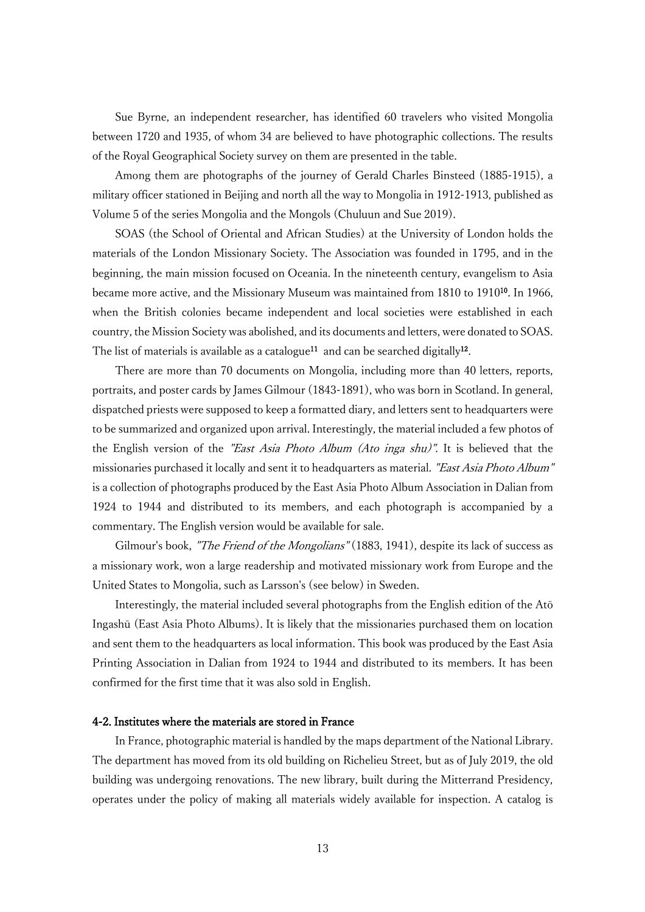Sue Byrne, an independent researcher, has identified 60 travelers who visited Mongolia between 1720 and 1935, of whom 34 are believed to have photographic collections. The results of the Royal Geographical Society survey on them are presented in the table.

Among them are photographs of the journey of Gerald Charles Binsteed (1885-1915), a military officer stationed in Beijing and north all the way to Mongolia in 1912-1913, published as Volume 5 of the series Mongolia and the Mongols (Chuluun and Sue 2019).

SOAS (the School of Oriental and African Studies) at the University of London holds the materials of the London Missionary Society. The Association was founded in 1795, and in the beginning, the main mission focused on Oceania. In the nineteenth century, evangelism to Asia became more active, and the Missionary Museum was maintained from 1810 to 1910[10]. In 1966, when the British colonies became independent and local societies were established in each country, the Mission Society was abolished, and its documents and letters, were donated to SOAS. The list of materials is available as a catalogue[11] and can be searched digitally[12].

There are more than 70 documents on Mongolia, including more than 40 letters, reports, portraits, and poster cards by James Gilmour (1843-1891), who was born in Scotland. In general, dispatched priests were supposed to keep a formatted diary, and letters sent to headquarters were to be summarized and organized upon arrival. Interestingly, the material included a few photos of the English version of the *"East Asia Photo Album (Ato inga shu)"*. It is believed that the missionaries purchased it locally and sent it to headquarters as material. *"East Asia Photo Album"* is a collection of photographs produced by the East Asia Photo Album Association in Dalian from 1924 to 1944 and distributed to its members, and each photograph is accompanied by a commentary. The English version would be available for sale.

Gilmour's book, *"The Friend of the Mongolians"* (1883, 1941), despite its lack of success as a missionary work, won a large readership and motivated missionary work from Europe and the United States to Mongolia, such as Larsson's (see below) in Sweden.

Interestingly, the material included several photographs from the English edition of the Atō Ingashū (East Asia Photo Albums). It is likely that the missionaries purchased them on location and sent them to the headquarters as local information. This book was produced by the East Asia Printing Association in Dalian from 1924 to 1944 and distributed to its members. It has been confirmed for the first time that it was also sold in English.

### 4-2. Institutes where the materials are stored in France

In France, photographic material is handled by the maps department of the National Library. The department has moved from its old building on Richelieu Street, but as of July 2019, the old building was undergoing renovations. The new library, built during the Mitterrand Presidency, operates under the policy of making all materials widely available for inspection. A catalog is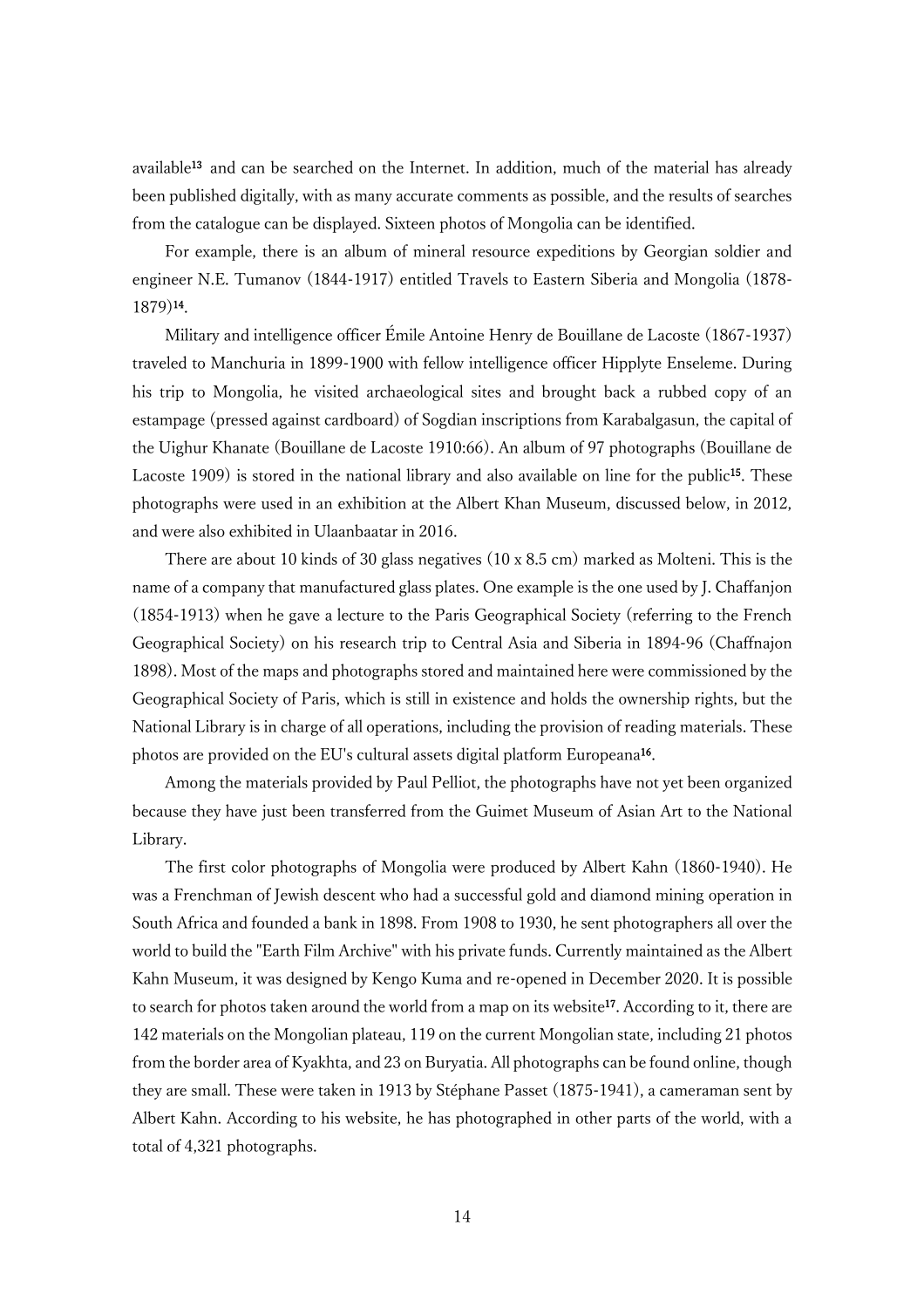available[13] and can be searched on the Internet. In addition, much of the material has already been published digitally, with as many accurate comments as possible, and the results of searches from the catalogue can be displayed. Sixteen photos of Mongolia can be identified.

For example, there is an album of mineral resource expeditions by Georgian soldier and engineer N.E. Tumanov (1844-1917) entitled Travels to Eastern Siberia and Mongolia (1878-1879)[14].

Military and intelligence officer Émile Antoine Henry de Bouillane de Lacoste (1867-1937) traveled to Manchuria in 1899-1900 with fellow intelligence officer Hipplyte Enseleme. During his trip to Mongolia, he visited archaeological sites and brought back a rubbed copy of an estampage (pressed against cardboard) of Sogdian inscriptions from Karabalgasun, the capital of the Uighur Khanate (Bouillane de Lacoste 1910:66). An album of 97 photographs (Bouillane de Lacoste 1909) is stored in the national library and also available on line for the public[15]. These photographs were used in an exhibition at the Albert Khan Museum, discussed below, in 2012, and were also exhibited in Ulaanbaatar in 2016.

There are about 10 kinds of 30 glass negatives (10 x 8.5 cm) marked as Molteni. This is the name of a company that manufactured glass plates. One example is the one used by J. Chaffanjon (1854-1913) when he gave a lecture to the Paris Geographical Society (referring to the French Geographical Society) on his research trip to Central Asia and Siberia in 1894-96 (Chaffnajon 1898). Most of the maps and photographs stored and maintained here were commissioned by the Geographical Society of Paris, which is still in existence and holds the ownership rights, but the National Library is in charge of all operations, including the provision of reading materials. These photos are provided on the EU's cultural assets digital platform Europeana[16].

Among the materials provided by Paul Pelliot, the photographs have not yet been organized because they have just been transferred from the Guimet Museum of Asian Art to the National Library.

The first color photographs of Mongolia were produced by Albert Kahn (1860-1940). He was a Frenchman of Jewish descent who had a successful gold and diamond mining operation in South Africa and founded a bank in 1898. From 1908 to 1930, he sent photographers all over the world to build the "Earth Film Archive" with his private funds. Currently maintained as the Albert Kahn Museum, it was designed by Kengo Kuma and re-opened in December 2020. It is possible to search for photos taken around the world from a map on its website[17]. According to it, there are 142 materials on the Mongolian plateau, 119 on the current Mongolian state, including 21 photos from the border area of Kyakhta, and 23 on Buryatia. All photographs can be found online, though they are small. These were taken in 1913 by Stéphane Passet (1875-1941), a cameraman sent by Albert Kahn. According to his website, he has photographed in other parts of the world, with a total of 4,321 photographs.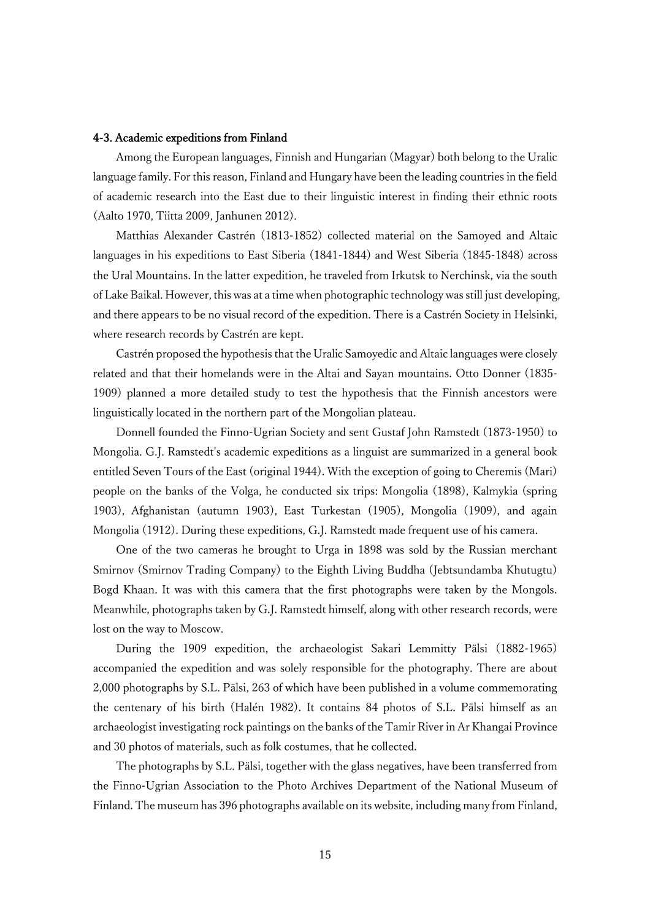### 4-3. Academic expeditions from Finland

Among the European languages, Finnish and Hungarian (Magyar) both belong to the Uralic language family. For this reason, Finland and Hungary have been the leading countries in the field of academic research into the East due to their linguistic interest in finding their ethnic roots (Aalto 1970, Tiitta 2009, Janhunen 2012).

Matthias Alexander Castrén (1813-1852) collected material on the Samoyed and Altaic languages in his expeditions to East Siberia (1841-1844) and West Siberia (1845-1848) across the Ural Mountains. In the latter expedition, he traveled from Irkutsk to Nerchinsk, via the south of Lake Baikal. However, this was at a time when photographic technology was still just developing, and there appears to be no visual record of the expedition. There is a Castrén Society in Helsinki, where research records by Castrén are kept.

Castrén proposed the hypothesis that the Uralic Samoyedic and Altaic languages were closely related and that their homelands were in the Altai and Sayan mountains. Otto Donner (1835-1909) planned a more detailed study to test the hypothesis that the Finnish ancestors were linguistically located in the northern part of the Mongolian plateau.

Donnell founded the Finno-Ugrian Society and sent Gustaf John Ramstedt (1873-1950) to Mongolia. G.J. Ramstedt's academic expeditions as a linguist are summarized in a general book entitled Seven Tours of the East (original 1944). With the exception of going to Cheremis (Mari) people on the banks of the Volga, he conducted six trips: Mongolia (1898), Kalmykia (spring 1903), Afghanistan (autumn 1903), East Turkestan (1905), Mongolia (1909), and again Mongolia (1912). During these expeditions, G.J. Ramstedt made frequent use of his camera.

One of the two cameras he brought to Urga in 1898 was sold by the Russian merchant Smirnov (Smirnov Trading Company) to the Eighth Living Buddha (Jebtsundamba Khutugtu) Bogd Khaan. It was with this camera that the first photographs were taken by the Mongols. Meanwhile, photographs taken by G.J. Ramstedt himself, along with other research records, were lost on the way to Moscow.

During the 1909 expedition, the archaeologist Sakari Lemmitty Pälsi (1882-1965) accompanied the expedition and was solely responsible for the photography. There are about 2,000 photographs by S.L. Pälsi, 263 of which have been published in a volume commemorating the centenary of his birth (Halén 1982). It contains 84 photos of S.L. Pälsi himself as an archaeologist investigating rock paintings on the banks of the Tamir River in Ar Khangai Province and 30 photos of materials, such as folk costumes, that he collected.

The photographs by S.L. Pälsi, together with the glass negatives, have been transferred from the Finno-Ugrian Association to the Photo Archives Department of the National Museum of Finland. The museum has 396 photographs available on its website, including many from Finland,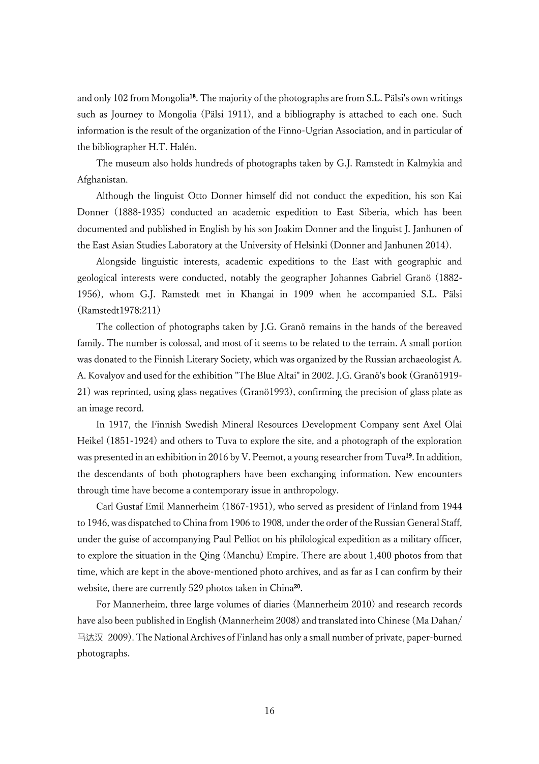and only 102 from Mongolia[18]. The majority of the photographs are from S.L. Pälsi's own writings such as Journey to Mongolia (Pälsi 1911), and a bibliography is attached to each one. Such information is the result of the organization of the Finno-Ugrian Association, and in particular of the bibliographer H.T. Halén.

The museum also holds hundreds of photographs taken by G.J. Ramstedt in Kalmykia and Afghanistan.

Although the linguist Otto Donner himself did not conduct the expedition, his son Kai Donner (1888-1935) conducted an academic expedition to East Siberia, which has been documented and published in English by his son Joakim Donner and the linguist J. Janhunen of the East Asian Studies Laboratory at the University of Helsinki (Donner and Janhunen 2014).

Alongside linguistic interests, academic expeditions to the East with geographic and geological interests were conducted, notably the geographer Johannes Gabriel Granö (1882-1956), whom G.J. Ramstedt met in Khangai in 1909 when he accompanied S.L. Pälsi (Ramstedt1978:211)

The collection of photographs taken by J.G. Granö remains in the hands of the bereaved family. The number is colossal, and most of it seems to be related to the terrain. A small portion was donated to the Finnish Literary Society, which was organized by the Russian archaeologist A. A. Kovalyov and used for the exhibition "The Blue Altai" in 2002. J.G. Granö's book (Granö1919-21) was reprinted, using glass negatives (Granö1993), confirming the precision of glass plate as an image record.

In 1917, the Finnish Swedish Mineral Resources Development Company sent Axel Olai Heikel (1851-1924) and others to Tuva to explore the site, and a photograph of the exploration was presented in an exhibition in 2016 by V. Peemot, a young researcher from Tuva[19]. In addition, the descendants of both photographers have been exchanging information. New encounters through time have become a contemporary issue in anthropology.

Carl Gustaf Emil Mannerheim (1867-1951), who served as president of Finland from 1944 to 1946, was dispatched to China from 1906 to 1908, under the order of the Russian General Staff, under the guise of accompanying Paul Pelliot on his philological expedition as a military officer, to explore the situation in the Qing (Manchu) Empire. There are about 1,400 photos from that time, which are kept in the above-mentioned photo archives, and as far as I can confirm by their website, there are currently 529 photos taken in China[20].

For Mannerheim, three large volumes of diaries (Mannerheim 2010) and research records have also been published in English (Mannerheim 2008) and translated into Chinese (Ma Dahan/马达汉 2009). The National Archives of Finland has only a small number of private, paper-burned photographs.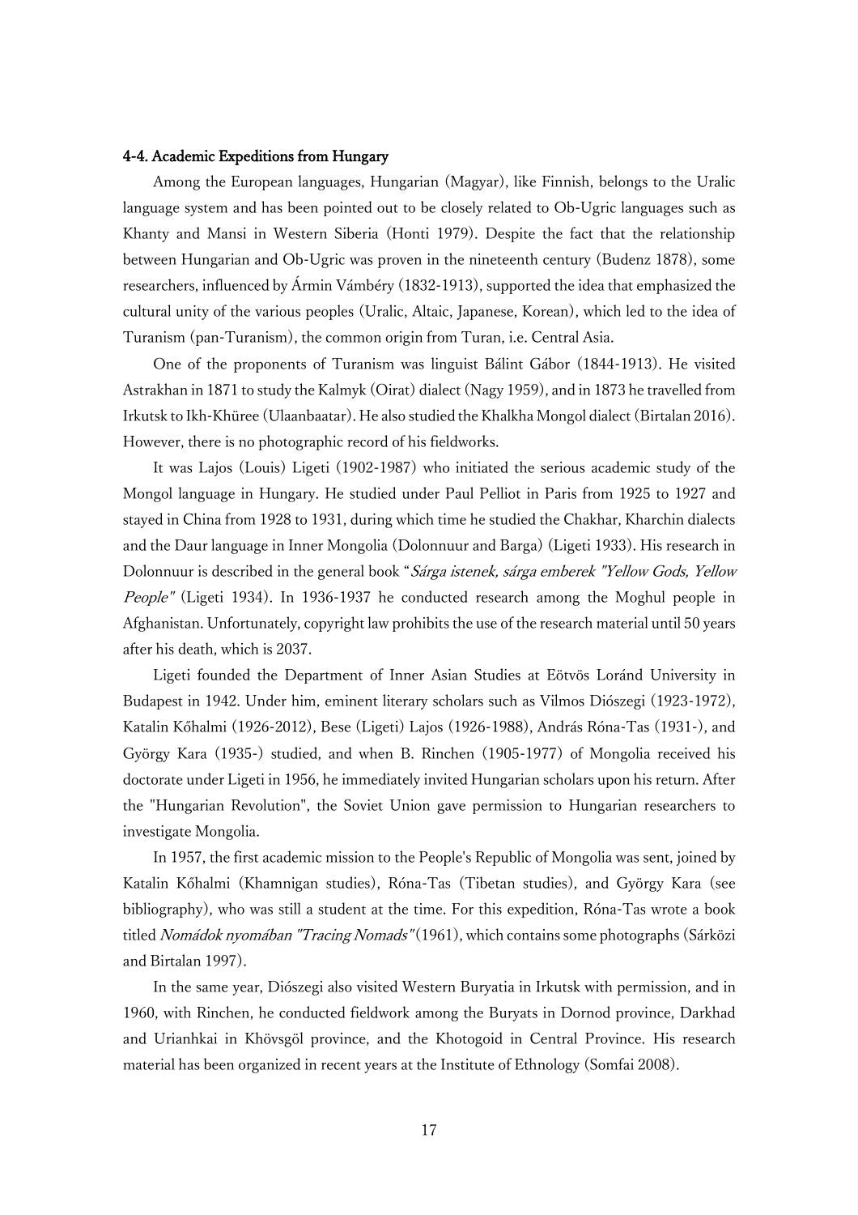### 4-4. Academic Expeditions from Hungary

Among the European languages, Hungarian (Magyar), like Finnish, belongs to the Uralic language system and has been pointed out to be closely related to Ob-Ugric languages such as Khanty and Mansi in Western Siberia (Honti 1979). Despite the fact that the relationship between Hungarian and Ob-Ugric was proven in the nineteenth century (Budenz 1878), some researchers, influenced by Ármin Vámbéry (1832-1913), supported the idea that emphasized the cultural unity of the various peoples (Uralic, Altaic, Japanese, Korean), which led to the idea of Turanism (pan-Turanism), the common origin from Turan, i.e. Central Asia.

One of the proponents of Turanism was linguist Bálint Gábor (1844-1913). He visited Astrakhan in 1871 to study the Kalmyk (Oirat) dialect (Nagy 1959), and in 1873 he travelled from Irkutsk to Ikh-Khüree (Ulaanbaatar). He also studied the Khalkha Mongol dialect (Birtalan 2016). However, there is no photographic record of his fieldworks.

It was Lajos (Louis) Ligeti (1902-1987) who initiated the serious academic study of the Mongol language in Hungary. He studied under Paul Pelliot in Paris from 1925 to 1927 and stayed in China from 1928 to 1931, during which time he studied the Chakhar, Kharchin dialects and the Daur language in Inner Mongolia (Dolonnuur and Barga) (Ligeti 1933). His research in Dolonnuur is described in the general book "*Sárga istenek, sárga emberek "Yellow Gods, Yellow People"* (Ligeti 1934). In 1936-1937 he conducted research among the Moghul people in Afghanistan. Unfortunately, copyright law prohibits the use of the research material until 50 years after his death, which is 2037.

Ligeti founded the Department of Inner Asian Studies at Eötvös Loránd University in Budapest in 1942. Under him, eminent literary scholars such as Vilmos Diószegi (1923-1972), Katalin Kőhalmi (1926-2012), Bese (Ligeti) Lajos (1926-1988), András Róna-Tas (1931-), and György Kara (1935-) studied, and when B. Rinchen (1905-1977) of Mongolia received his doctorate under Ligeti in 1956, he immediately invited Hungarian scholars upon his return. After the "Hungarian Revolution", the Soviet Union gave permission to Hungarian researchers to investigate Mongolia.

In 1957, the first academic mission to the People's Republic of Mongolia was sent, joined by Katalin Kőhalmi (Khamnigan studies), Róna-Tas (Tibetan studies), and György Kara (see bibliography), who was still a student at the time. For this expedition, Róna-Tas wrote a book titled *Nomádok nyomában "Tracing Nomads"* (1961), which contains some photographs (Sárközi and Birtalan 1997).

In the same year, Diószegi also visited Western Buryatia in Irkutsk with permission, and in 1960, with Rinchen, he conducted fieldwork among the Buryats in Dornod province, Darkhad and Urianhkai in Khövsgöl province, and the Khotogoid in Central Province. His research material has been organized in recent years at the Institute of Ethnology (Somfai 2008).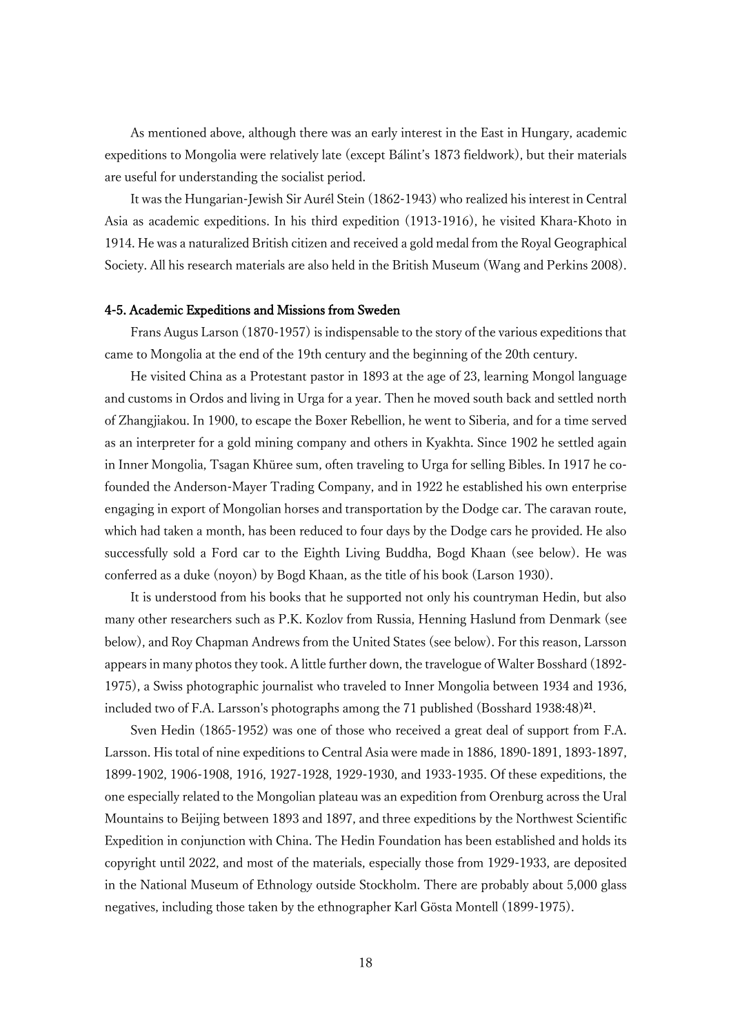As mentioned above, although there was an early interest in the East in Hungary, academic expeditions to Mongolia were relatively late (except Bálint's 1873 fieldwork), but their materials are useful for understanding the socialist period.

It was the Hungarian-Jewish Sir Aurél Stein (1862-1943) who realized his interest in Central Asia as academic expeditions. In his third expedition (1913-1916), he visited Khara-Khoto in 1914. He was a naturalized British citizen and received a gold medal from the Royal Geographical Society. All his research materials are also held in the British Museum (Wang and Perkins 2008).

### 4-5. Academic Expeditions and Missions from Sweden

Frans Augus Larson (1870-1957) is indispensable to the story of the various expeditions that came to Mongolia at the end of the 19th century and the beginning of the 20th century.

He visited China as a Protestant pastor in 1893 at the age of 23, learning Mongol language and customs in Ordos and living in Urga for a year. Then he moved south back and settled north of Zhangjiakou. In 1900, to escape the Boxer Rebellion, he went to Siberia, and for a time served as an interpreter for a gold mining company and others in Kyakhta. Since 1902 he settled again in Inner Mongolia, Tsagan Khüree sum, often traveling to Urga for selling Bibles. In 1917 he co-founded the Anderson-Mayer Trading Company, and in 1922 he established his own enterprise engaging in export of Mongolian horses and transportation by the Dodge car. The caravan route, which had taken a month, has been reduced to four days by the Dodge cars he provided. He also successfully sold a Ford car to the Eighth Living Buddha, Bogd Khaan (see below). He was conferred as a duke (noyon) by Bogd Khaan, as the title of his book (Larson 1930).

It is understood from his books that he supported not only his countryman Hedin, but also many other researchers such as P.K. Kozlov from Russia, Henning Haslund from Denmark (see below), and Roy Chapman Andrews from the United States (see below). For this reason, Larsson appears in many photos they took. A little further down, the travelogue of Walter Bosshard (1892-1975), a Swiss photographic journalist who traveled to Inner Mongolia between 1934 and 1936, included two of F.A. Larsson's photographs among the 71 published (Bosshard 1938:48)[21].

Sven Hedin (1865-1952) was one of those who received a great deal of support from F.A. Larsson. His total of nine expeditions to Central Asia were made in 1886, 1890-1891, 1893-1897, 1899-1902, 1906-1908, 1916, 1927-1928, 1929-1930, and 1933-1935. Of these expeditions, the one especially related to the Mongolian plateau was an expedition from Orenburg across the Ural Mountains to Beijing between 1893 and 1897, and three expeditions by the Northwest Scientific Expedition in conjunction with China. The Hedin Foundation has been established and holds its copyright until 2022, and most of the materials, especially those from 1929-1933, are deposited in the National Museum of Ethnology outside Stockholm. There are probably about 5,000 glass negatives, including those taken by the ethnographer Karl Gösta Montell (1899-1975).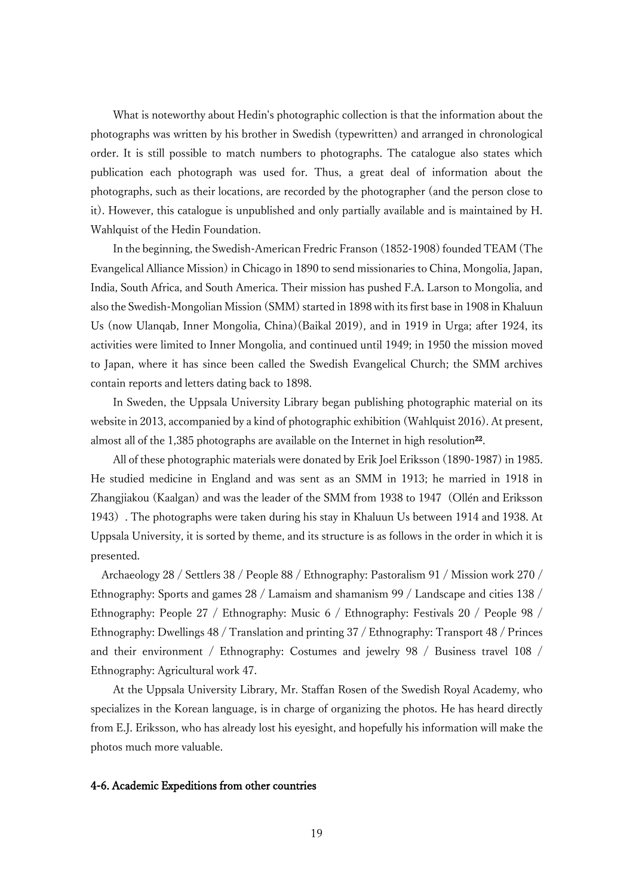What is noteworthy about Hedin's photographic collection is that the information about the photographs was written by his brother in Swedish (typewritten) and arranged in chronological order. It is still possible to match numbers to photographs. The catalogue also states which publication each photograph was used for. Thus, a great deal of information about the photographs, such as their locations, are recorded by the photographer (and the person close to it). However, this catalogue is unpublished and only partially available and is maintained by H. Wahlquist of the Hedin Foundation.

In the beginning, the Swedish-American Fredric Franson (1852-1908) founded TEAM (The Evangelical Alliance Mission) in Chicago in 1890 to send missionaries to China, Mongolia, Japan, India, South Africa, and South America. Their mission has pushed F.A. Larson to Mongolia, and also the Swedish-Mongolian Mission (SMM) started in 1898 with its first base in 1908 in Khaluun Us (now Ulanqab, Inner Mongolia, China)(Baikal 2019), and in 1919 in Urga; after 1924, its activities were limited to Inner Mongolia, and continued until 1949; in 1950 the mission moved to Japan, where it has since been called the Swedish Evangelical Church; the SMM archives contain reports and letters dating back to 1898.

In Sweden, the Uppsala University Library began publishing photographic material on its website in 2013, accompanied by a kind of photographic exhibition (Wahlquist 2016). At present, almost all of the 1,385 photographs are available on the Internet in high resolution[22].

All of these photographic materials were donated by Erik Joel Eriksson (1890-1987) in 1985. He studied medicine in England and was sent as an SMM in 1913; he married in 1918 in Zhangjiakou (Kaalgan) and was the leader of the SMM from 1938 to 1947 (Ollén and Eriksson 1943). The photographs were taken during his stay in Khaluun Us between 1914 and 1938. At Uppsala University, it is sorted by theme, and its structure is as follows in the order in which it is presented.

Archaeology 28 / Settlers 38 / People 88 / Ethnography: Pastoralism 91 / Mission work 270 / Ethnography: Sports and games 28 / Lamaism and shamanism 99 / Landscape and cities 138 / Ethnography: People 27 / Ethnography: Music 6 / Ethnography: Festivals 20 / People 98 / Ethnography: Dwellings 48 / Translation and printing 37 / Ethnography: Transport 48 / Princes and their environment / Ethnography: Costumes and jewelry 98 / Business travel 108 / Ethnography: Agricultural work 47.

At the Uppsala University Library, Mr. Staffan Rosen of the Swedish Royal Academy, who specializes in the Korean language, is in charge of organizing the photos. He has heard directly from E.J. Eriksson, who has already lost his eyesight, and hopefully his information will make the photos much more valuable.

### 4-6. Academic Expeditions from other countries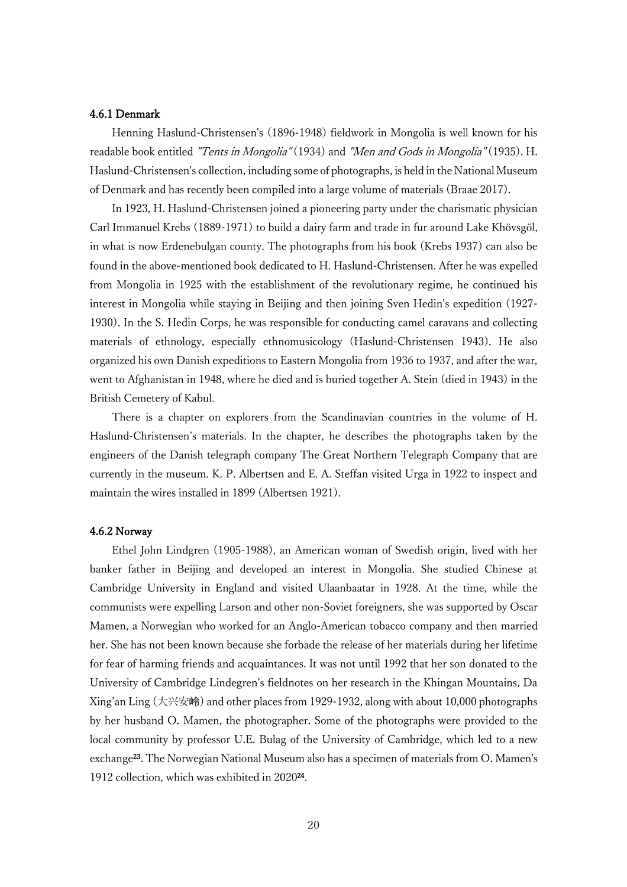#### 4.6.1 Denmark

Henning Haslund-Christensen's (1896-1948) fieldwork in Mongolia is well known for his readable book entitled *"Tents in Mongolia"* (1934) and *"Men and Gods in Mongolia"* (1935). H. Haslund-Christensen's collection, including some of photographs, is held in the National Museum of Denmark and has recently been compiled into a large volume of materials (Braae 2017).

In 1923, H. Haslund-Christensen joined a pioneering party under the charismatic physician Carl Immanuel Krebs (1889-1971) to build a dairy farm and trade in fur around Lake Khövsgöl, in what is now Erdenebulgan county. The photographs from his book (Krebs 1937) can also be found in the above-mentioned book dedicated to H. Haslund-Christensen. After he was expelled from Mongolia in 1925 with the establishment of the revolutionary regime, he continued his interest in Mongolia while staying in Beijing and then joining Sven Hedin's expedition (1927-1930). In the S. Hedin Corps, he was responsible for conducting camel caravans and collecting materials of ethnology, especially ethnomusicology (Haslund-Christensen 1943). He also organized his own Danish expeditions to Eastern Mongolia from 1936 to 1937, and after the war, went to Afghanistan in 1948, where he died and is buried together A. Stein (died in 1943) in the British Cemetery of Kabul.

There is a chapter on explorers from the Scandinavian countries in the volume of H. Haslund-Christensen's materials. In the chapter, he describes the photographs taken by the engineers of the Danish telegraph company The Great Northern Telegraph Company that are currently in the museum. K. P. Albertsen and E. A. Steffan visited Urga in 1922 to inspect and maintain the wires installed in 1899 (Albertsen 1921).

#### 4.6.2 Norway

Ethel John Lindgren (1905-1988), an American woman of Swedish origin, lived with her banker father in Beijing and developed an interest in Mongolia. She studied Chinese at Cambridge University in England and visited Ulaanbaatar in 1928. At the time, while the communists were expelling Larson and other non-Soviet foreigners, she was supported by Oscar Mamen, a Norwegian who worked for an Anglo-American tobacco company and then married her. She has not been known because she forbade the release of her materials during her lifetime for fear of harming friends and acquaintances. It was not until 1992 that her son donated to the University of Cambridge Lindegren's fieldnotes on her research in the Khingan Mountains, Da Xing'an Ling (大兴安岭) and other places from 1929-1932, along with about 10,000 photographs by her husband O. Mamen, the photographer. Some of the photographs were provided to the local community by professor U.E. Bulag of the University of Cambridge, which led to a new exchange[23]. The Norwegian National Museum also has a specimen of materials from O. Mamen's 1912 collection, which was exhibited in 2020[24].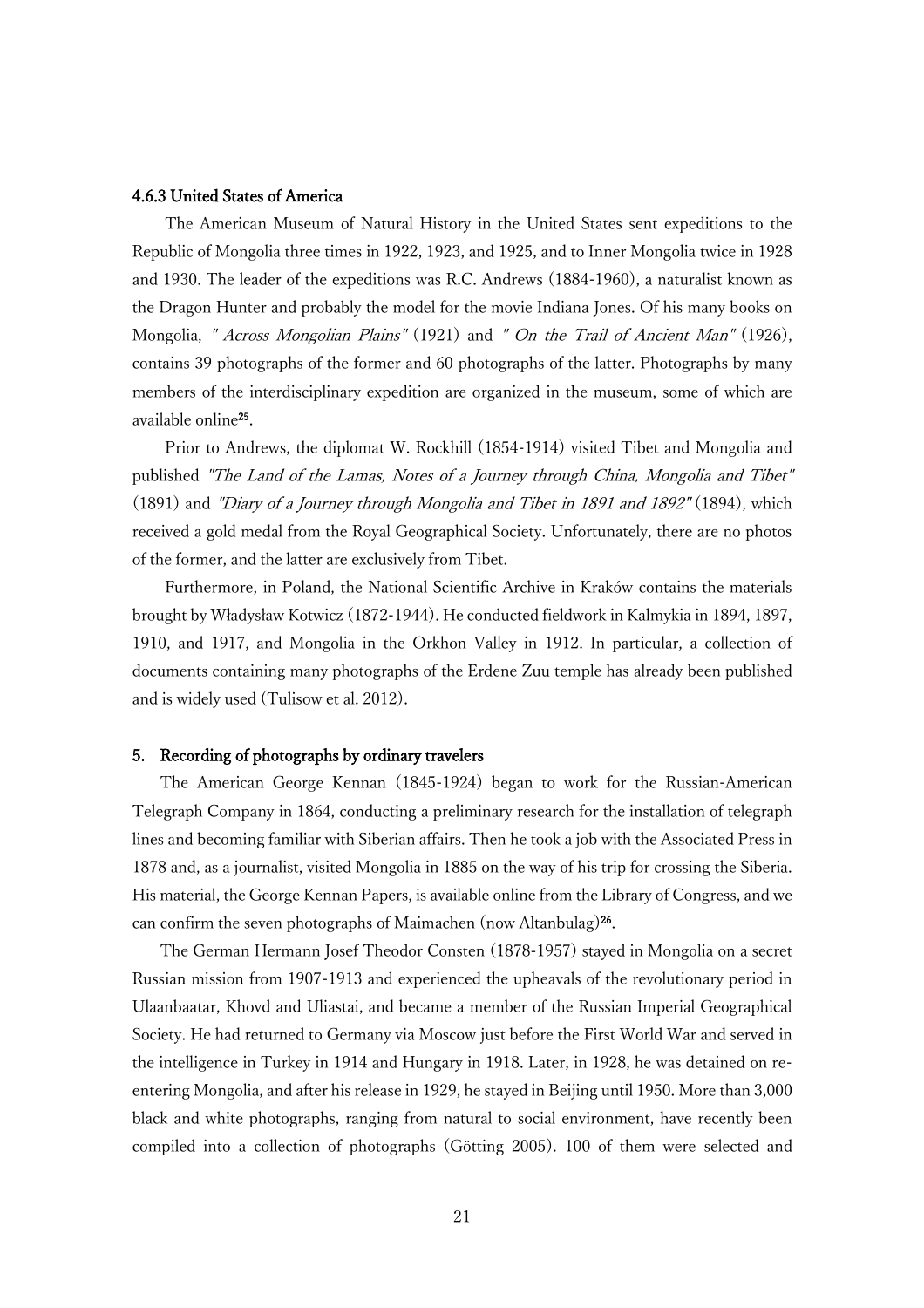### 4.6.3 United States of America

The American Museum of Natural History in the United States sent expeditions to the Republic of Mongolia three times in 1922, 1923, and 1925, and to Inner Mongolia twice in 1928 and 1930. The leader of the expeditions was R.C. Andrews (1884-1960), a naturalist known as the Dragon Hunter and probably the model for the movie Indiana Jones. Of his many books on Mongolia, *" Across Mongolian Plains"* (1921) and *" On the Trail of Ancient Man"* (1926), contains 39 photographs of the former and 60 photographs of the latter. Photographs by many members of the interdisciplinary expedition are organized in the museum, some of which are available online[25].

Prior to Andrews, the diplomat W. Rockhill (1854-1914) visited Tibet and Mongolia and published *"The Land of the Lamas, Notes of a Journey through China, Mongolia and Tibet"* (1891) and *"Diary of a Journey through Mongolia and Tibet in 1891 and 1892"* (1894), which received a gold medal from the Royal Geographical Society. Unfortunately, there are no photos of the former, and the latter are exclusively from Tibet.

Furthermore, in Poland, the National Scientific Archive in Kraków contains the materials brought by Władysław Kotwicz (1872-1944). He conducted fieldwork in Kalmykia in 1894, 1897, 1910, and 1917, and Mongolia in the Orkhon Valley in 1912. In particular, a collection of documents containing many photographs of the Erdene Zuu temple has already been published and is widely used (Tulisow et al. 2012).

## 5. Recording of photographs by ordinary travelers

The American George Kennan (1845-1924) began to work for the Russian-American Telegraph Company in 1864, conducting a preliminary research for the installation of telegraph lines and becoming familiar with Siberian affairs. Then he took a job with the Associated Press in 1878 and, as a journalist, visited Mongolia in 1885 on the way of his trip for crossing the Siberia. His material, the George Kennan Papers, is available online from the Library of Congress, and we can confirm the seven photographs of Maimachen (now Altanbulag)[26].

The German Hermann Josef Theodor Consten (1878-1957) stayed in Mongolia on a secret Russian mission from 1907-1913 and experienced the upheavals of the revolutionary period in Ulaanbaatar, Khovd and Uliastai, and became a member of the Russian Imperial Geographical Society. He had returned to Germany via Moscow just before the First World War and served in the intelligence in Turkey in 1914 and Hungary in 1918. Later, in 1928, he was detained on re-entering Mongolia, and after his release in 1929, he stayed in Beijing until 1950. More than 3,000 black and white photographs, ranging from natural to social environment, have recently been compiled into a collection of photographs (Götting 2005). 100 of them were selected and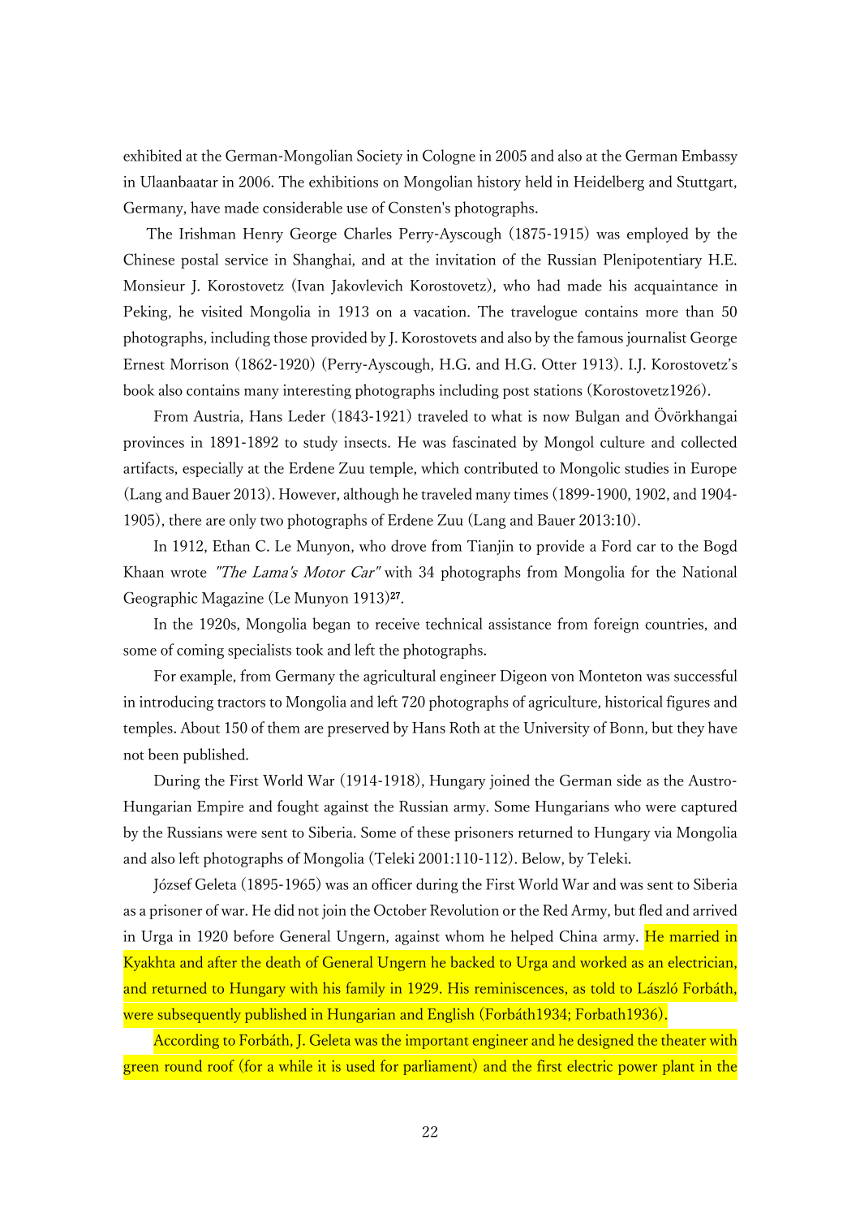exhibited at the German-Mongolian Society in Cologne in 2005 and also at the German Embassy in Ulaanbaatar in 2006. The exhibitions on Mongolian history held in Heidelberg and Stuttgart, Germany, have made considerable use of Consten's photographs.

The Irishman Henry George Charles Perry-Ayscough (1875-1915) was employed by the Chinese postal service in Shanghai, and at the invitation of the Russian Plenipotentiary H.E. Monsieur J. Korostovetz (Ivan Jakovlevich Korostovetz), who had made his acquaintance in Peking, he visited Mongolia in 1913 on a vacation. The travelogue contains more than 50 photographs, including those provided by J. Korostovets and also by the famous journalist George Ernest Morrison (1862-1920) (Perry-Ayscough, H.G. and H.G. Otter 1913). I.J. Korostovetz's book also contains many interesting photographs including post stations (Korostovetz1926).

From Austria, Hans Leder (1843-1921) traveled to what is now Bulgan and Övörkhangai provinces in 1891-1892 to study insects. He was fascinated by Mongol culture and collected artifacts, especially at the Erdene Zuu temple, which contributed to Mongolic studies in Europe (Lang and Bauer 2013). However, although he traveled many times (1899-1900, 1902, and 1904-1905), there are only two photographs of Erdene Zuu (Lang and Bauer 2013:10).

In 1912, Ethan C. Le Munyon, who drove from Tianjin to provide a Ford car to the Bogd Khaan wrote *"The Lama's Motor Car"* with 34 photographs from Mongolia for the National Geographic Magazine (Le Munyon 1913)[27].

In the 1920s, Mongolia began to receive technical assistance from foreign countries, and some of coming specialists took and left the photographs.

For example, from Germany the agricultural engineer Digeon von Monteton was successful in introducing tractors to Mongolia and left 720 photographs of agriculture, historical figures and temples. About 150 of them are preserved by Hans Roth at the University of Bonn, but they have not been published.

During the First World War (1914-1918), Hungary joined the German side as the Austro-Hungarian Empire and fought against the Russian army. Some Hungarians who were captured by the Russians were sent to Siberia. Some of these prisoners returned to Hungary via Mongolia and also left photographs of Mongolia (Teleki 2001:110-112). Below, by Teleki.

József Geleta (1895-1965) was an officer during the First World War and was sent to Siberia as a prisoner of war. He did not join the October Revolution or the Red Army, but fled and arrived in Urga in 1920 before General Ungern, against whom he helped China army. He married in Kyakhta and after the death of General Ungern he backed to Urga and worked as an electrician, and returned to Hungary with his family in 1929. His reminiscences, as told to László Forbáth, were subsequently published in Hungarian and English (Forbáth1934; Forbath1936).

According to Forbáth, J. Geleta was the important engineer and he designed the theater with green round roof (for a while it is used for parliament) and the first electric power plant in the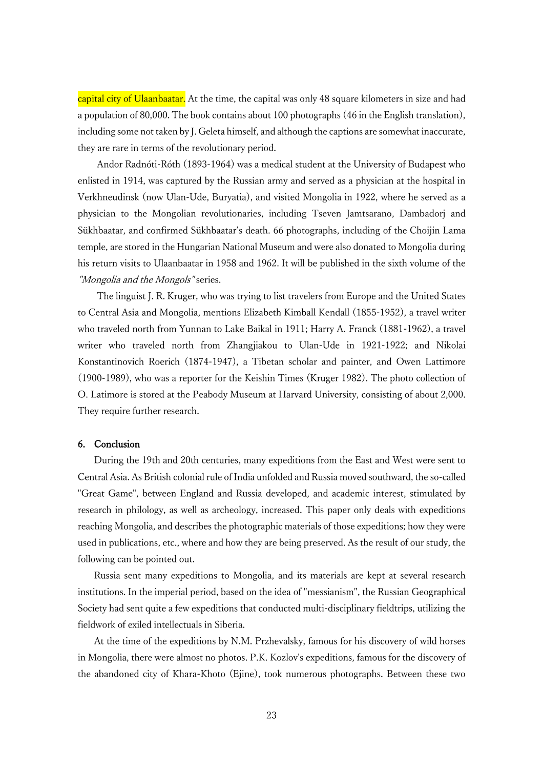capital city of Ulaanbaatar. At the time, the capital was only 48 square kilometers in size and had a population of 80,000. The book contains about 100 photographs (46 in the English translation), including some not taken by J. Geleta himself, and although the captions are somewhat inaccurate, they are rare in terms of the revolutionary period.

Andor Radnóti-Róth (1893-1964) was a medical student at the University of Budapest who enlisted in 1914, was captured by the Russian army and served as a physician at the hospital in Verkhneudinsk (now Ulan-Ude, Buryatia), and visited Mongolia in 1922, where he served as a physician to the Mongolian revolutionaries, including Tseven Jamtsarano, Dambadorj and Sükhbaatar, and confirmed Sükhbaatar's death. 66 photographs, including of the Choijin Lama temple, are stored in the Hungarian National Museum and were also donated to Mongolia during his return visits to Ulaanbaatar in 1958 and 1962. It will be published in the sixth volume of the *"Mongolia and the Mongols"* series.

The linguist J. R. Kruger, who was trying to list travelers from Europe and the United States to Central Asia and Mongolia, mentions Elizabeth Kimball Kendall (1855-1952), a travel writer who traveled north from Yunnan to Lake Baikal in 1911; Harry A. Franck (1881-1962), a travel writer who traveled north from Zhangjiakou to Ulan-Ude in 1921-1922; and Nikolai Konstantinovich Roerich (1874-1947), a Tibetan scholar and painter, and Owen Lattimore (1900-1989), who was a reporter for the Keishin Times (Kruger 1982). The photo collection of O. Latimore is stored at the Peabody Museum at Harvard University, consisting of about 2,000. They require further research.

## 6. Conclusion

During the 19th and 20th centuries, many expeditions from the East and West were sent to Central Asia. As British colonial rule of India unfolded and Russia moved southward, the so-called "Great Game", between England and Russia developed, and academic interest, stimulated by research in philology, as well as archeology, increased. This paper only deals with expeditions reaching Mongolia, and describes the photographic materials of those expeditions; how they were used in publications, etc., where and how they are being preserved. As the result of our study, the following can be pointed out.

Russia sent many expeditions to Mongolia, and its materials are kept at several research institutions. In the imperial period, based on the idea of "messianism", the Russian Geographical Society had sent quite a few expeditions that conducted multi-disciplinary fieldtrips, utilizing the fieldwork of exiled intellectuals in Siberia.

At the time of the expeditions by N.M. Przhevalsky, famous for his discovery of wild horses in Mongolia, there were almost no photos. P.K. Kozlov's expeditions, famous for the discovery of the abandoned city of Khara-Khoto (Ejine), took numerous photographs. Between these two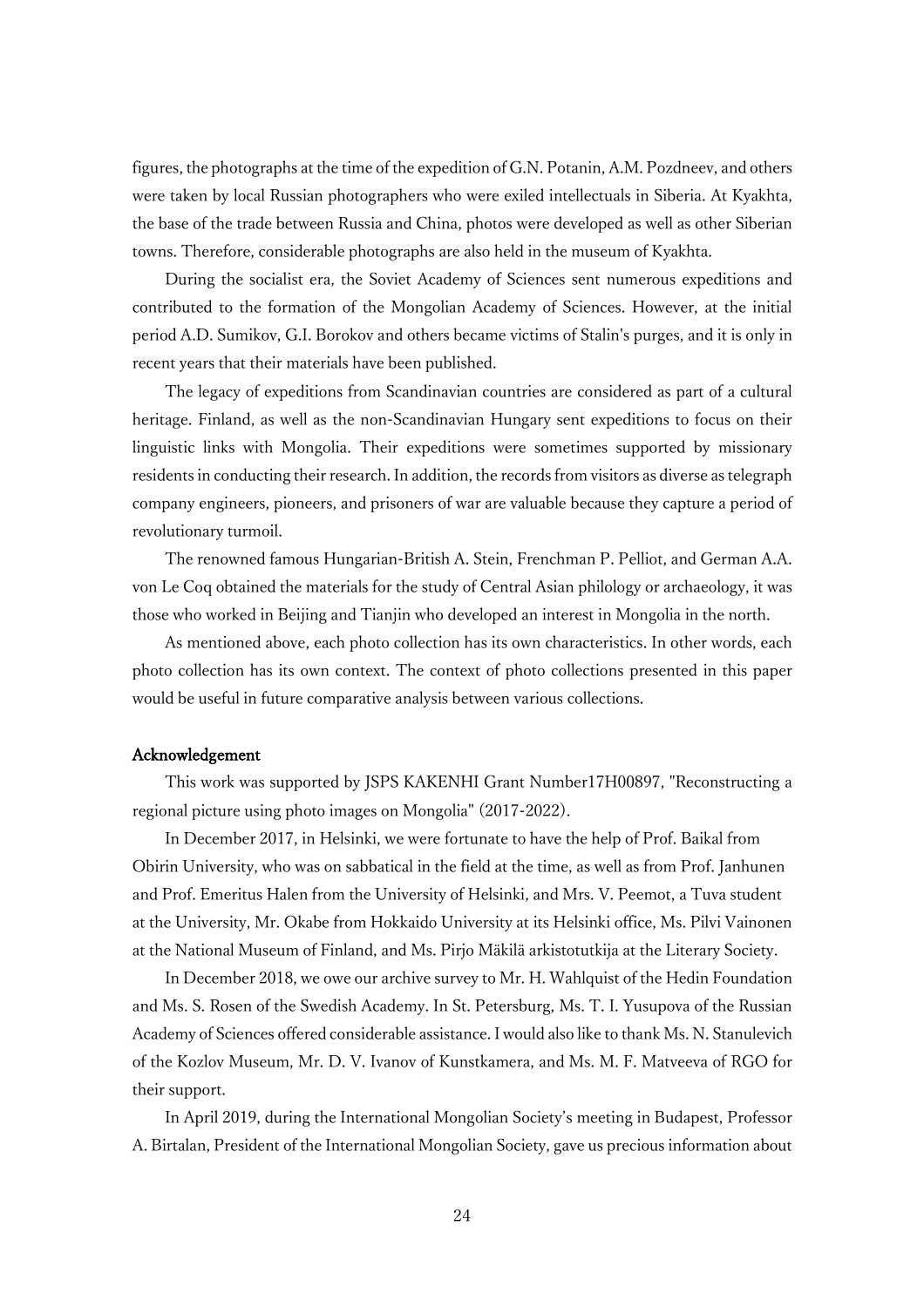figures, the photographs at the time of the expedition of G.N. Potanin, A.M. Pozdneev, and others were taken by local Russian photographers who were exiled intellectuals in Siberia. At Kyakhta, the base of the trade between Russia and China, photos were developed as well as other Siberian towns. Therefore, considerable photographs are also held in the museum of Kyakhta.

During the socialist era, the Soviet Academy of Sciences sent numerous expeditions and contributed to the formation of the Mongolian Academy of Sciences. However, at the initial period A.D. Sumikov, G.I. Borokov and others became victims of Stalin's purges, and it is only in recent years that their materials have been published.

The legacy of expeditions from Scandinavian countries are considered as part of a cultural heritage. Finland, as well as the non-Scandinavian Hungary sent expeditions to focus on their linguistic links with Mongolia. Their expeditions were sometimes supported by missionary residents in conducting their research. In addition, the records from visitors as diverse as telegraph company engineers, pioneers, and prisoners of war are valuable because they capture a period of revolutionary turmoil.

The renowned famous Hungarian-British A. Stein, Frenchman P. Pelliot, and German A.A. von Le Coq obtained the materials for the study of Central Asian philology or archaeology, it was those who worked in Beijing and Tianjin who developed an interest in Mongolia in the north.

As mentioned above, each photo collection has its own characteristics. In other words, each photo collection has its own context. The context of photo collections presented in this paper would be useful in future comparative analysis between various collections.

### Acknowledgement

This work was supported by JSPS KAKENHI Grant Number17H00897, "Reconstructing a regional picture using photo images on Mongolia" (2017-2022).

In December 2017, in Helsinki, we were fortunate to have the help of Prof. Baikal from Obirin University, who was on sabbatical in the field at the time, as well as from Prof. Janhunen and Prof. Emeritus Halen from the University of Helsinki, and Mrs. V. Peemot, a Tuva student at the University, Mr. Okabe from Hokkaido University at its Helsinki office, Ms. Pilvi Vainonen at the National Museum of Finland, and Ms. Pirjo Mäkilä arkistotutkija at the Literary Society.

In December 2018, we owe our archive survey to Mr. H. Wahlquist of the Hedin Foundation and Ms. S. Rosen of the Swedish Academy. In St. Petersburg, Ms. T. I. Yusupova of the Russian Academy of Sciences offered considerable assistance. I would also like to thank Ms. N. Stanulevich of the Kozlov Museum, Mr. D. V. Ivanov of Kunstkamera, and Ms. M. F. Matveeva of RGO for their support.

In April 2019, during the International Mongolian Society's meeting in Budapest, Professor A. Birtalan, President of the International Mongolian Society, gave us precious information about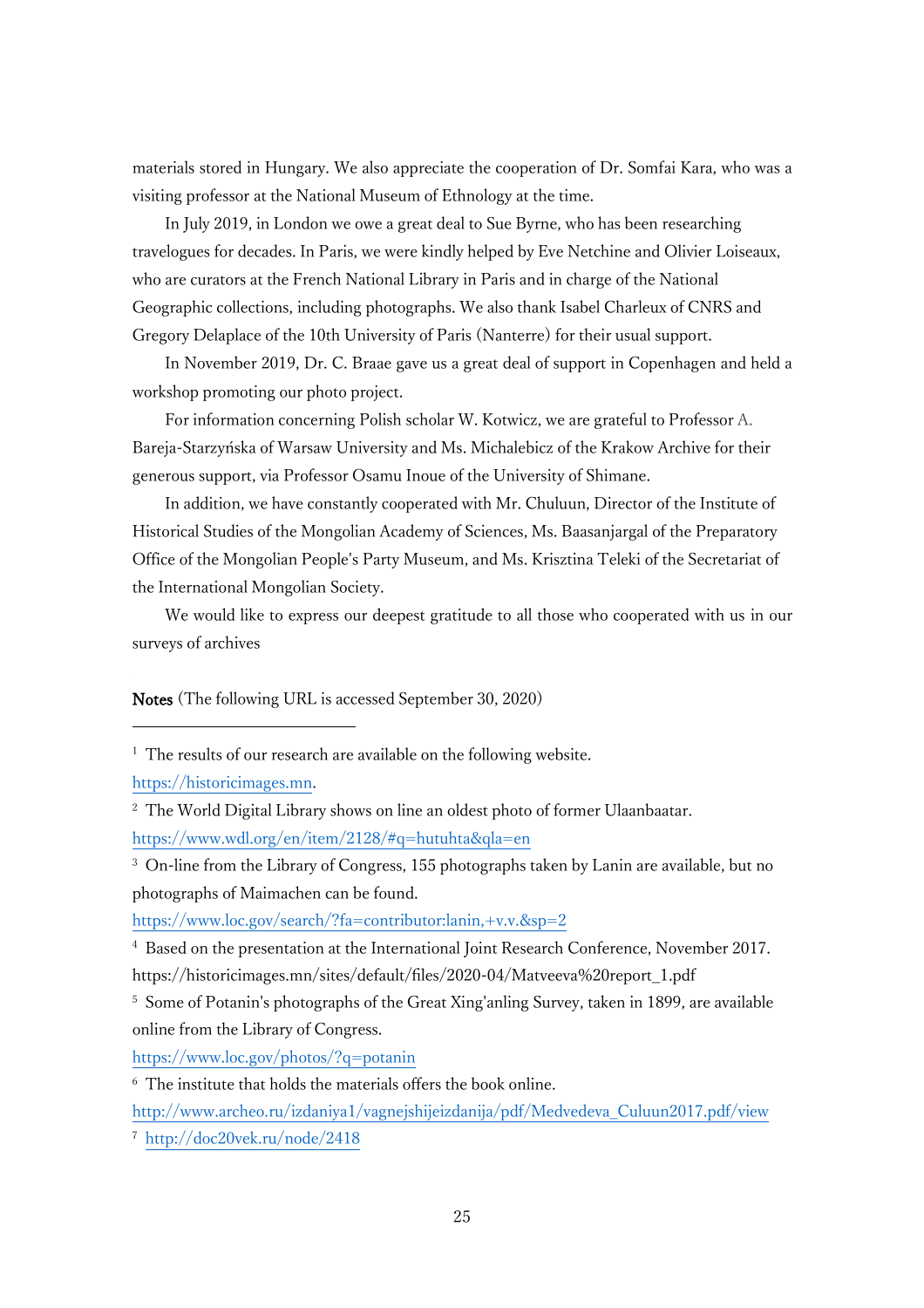materials stored in Hungary. We also appreciate the cooperation of Dr. Somfai Kara, who was a visiting professor at the National Museum of Ethnology at the time.

In July 2019, in London we owe a great deal to Sue Byrne, who has been researching travelogues for decades. In Paris, we were kindly helped by Eve Netchine and Olivier Loiseaux, who are curators at the French National Library in Paris and in charge of the National Geographic collections, including photographs. We also thank Isabel Charleux of CNRS and Gregory Delaplace of the 10th University of Paris (Nanterre) for their usual support.

In November 2019, Dr. C. Braae gave us a great deal of support in Copenhagen and held a workshop promoting our photo project.

For information concerning Polish scholar W. Kotwicz, we are grateful to Professor A. Bareja-Starzyńska of Warsaw University and Ms. Michalebicz of the Krakow Archive for their generous support, via Professor Osamu Inoue of the University of Shimane.

In addition, we have constantly cooperated with Mr. Chuluun, Director of the Institute of Historical Studies of the Mongolian Academy of Sciences, Ms. Baasanjargal of the Preparatory Office of the Mongolian People's Party Museum, and Ms. Krisztina Teleki of the Secretariat of the International Mongolian Society.

We would like to express our deepest gratitude to all those who cooperated with us in our surveys of archives

**Notes** (The following URL is accessed September 30, 2020)

[1] The results of our research are available on the following website.
https://historicimages.mn.

[2] The World Digital Library shows on line an oldest photo of former Ulaanbaatar.
https://www.wdl.org/en/item/2128/#q=hutuhta&qla=en

[3] On-line from the Library of Congress, 155 photographs taken by Lanin are available, but no photographs of Maimachen can be found.
https://www.loc.gov/search/?fa=contributor:lanin,+v.v.&sp=2

[4] Based on the presentation at the International Joint Research Conference, November 2017.
https://historicimages.mn/sites/default/files/2020-04/Matveeva%20report_1.pdf

[5] Some of Potanin's photographs of the Great Xing'anling Survey, taken in 1899, are available online from the Library of Congress.
https://www.loc.gov/photos/?q=potanin

[6] The institute that holds the materials offers the book online.
http://www.archeo.ru/izdaniya1/vagnejshijeizdanija/pdf/Medvedeva_Culuun2017.pdf/view

[7] http://doc20vek.ru/node/2418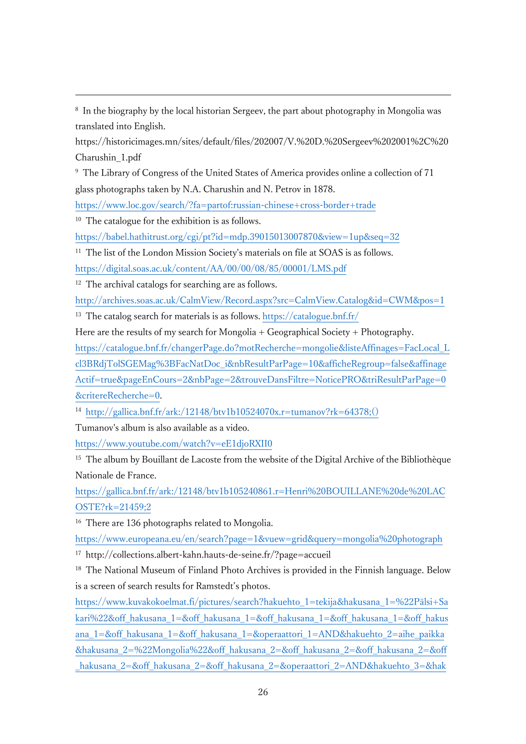[8] In the biography by the local historian Sergeev, the part about photography in Mongolia was translated into English.

https://historicimages.mn/sites/default/files/202007/V.%20D.%20Sergeev%202001%2C%20Charushin_1.pdf

[9] The Library of Congress of the United States of America provides online a collection of 71 glass photographs taken by N.A. Charushin and N. Petrov in 1878.

https://www.loc.gov/search/?fa=partof:russian-chinese+cross-border+trade

[10] The catalogue for the exhibition is as follows.

https://babel.hathitrust.org/cgi/pt?id=mdp.39015013007870&view=1up&seq=32

[11] The list of the London Mission Society's materials on file at SOAS is as follows.

https://digital.soas.ac.uk/content/AA/00/00/08/85/00001/LMS.pdf

[12] The archival catalogs for searching are as follows.

http://archives.soas.ac.uk/CalmView/Record.aspx?src=CalmView.Catalog&id=CWM&pos=1

[13] The catalog search for materials is as follows. https://catalogue.bnf.fr/

Here are the results of my search for Mongolia + Geographical Society + Photography.

https://catalogue.bnf.fr/changerPage.do?motRecherche=mongolie&listeAffinages=FacLocal_Lcl3BRdjTolSGEMag%3BFacNatDoc_i&nbResultParPage=10&afficheRegroup=false&affinageActif=true&pageEnCours=2&nbPage=2&trouveDansFiltre=NoticePRO&triResultParPage=0&critereRecherche=0.

[14] http://gallica.bnf.fr/ark:/12148/btv1b10524070x.r=tumanov?rk=64378;()

Tumanov's album is also available as a video.

https://www.youtube.com/watch?v=eE1djoRXII0

[15] The album by Bouillant de Lacoste from the website of the Digital Archive of the Bibliothèque Nationale de France.

https://gallica.bnf.fr/ark:/12148/btv1b105240861.r=Henri%20BOUILLANE%20de%20LACOSTE?rk=21459;2

[16] There are 136 photographs related to Mongolia.

https://www.europeana.eu/en/search?page=1&view=grid&query=mongolia%20photograph

[17] http://collections.albert-kahn.hauts-de-seine.fr/?page=accueil

[18] The National Museum of Finland Photo Archives is provided in the Finnish language. Below is a screen of search results for Ramstedt's photos.

https://www.kuvakokoelmat.fi/pictures/search?hakuehto_1=tekija&hakusana_1=%22Pälsi+Sakari%22&off_hakusana_1=&off_hakusana_1=&off_hakusana_1=&off_hakusana_1=&off_hakusana_1=&off_hakusana_1=&off_hakusana_1=&operaattori_1=AND&hakuehto_2=aihe_paikka&hakusana_2=%22Mongolia%22&off_hakusana_2=&off_hakusana_2=&off_hakusana_2=&off_hakusana_2=&off_hakusana_2=&off_hakusana_2=&operaattori_2=AND&hakuehto_3=&hak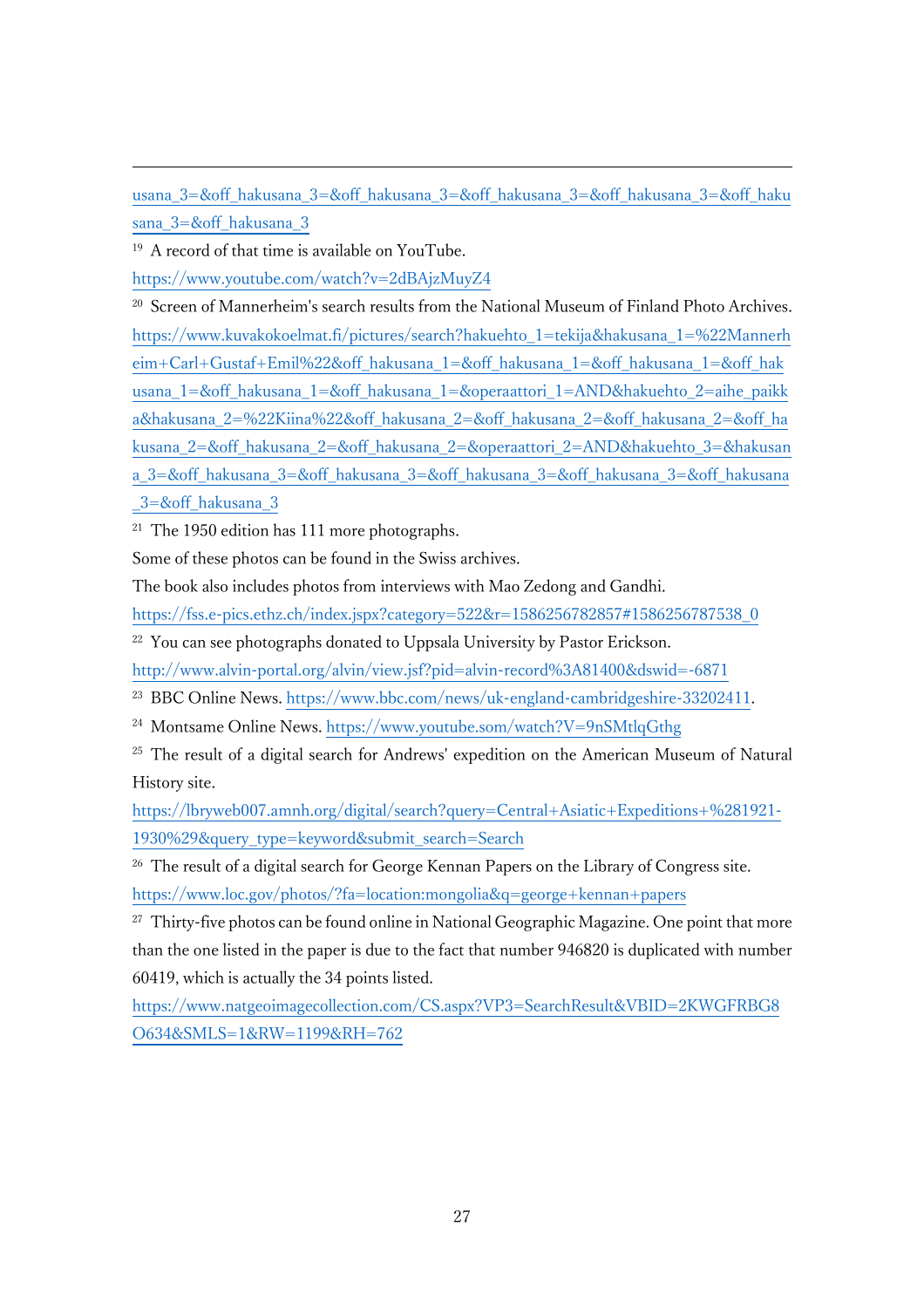usana_3=&off_hakusana_3=&off_hakusana_3=&off_hakusana_3=&off_hakusana_3=&off_hakusana_3=&off_hakusana_3

[19] A record of that time is available on YouTube.
https://www.youtube.com/watch?v=2dBAjzMuyZ4

[20] Screen of Mannerheim's search results from the National Museum of Finland Photo Archives.
https://www.kuvakokoelmat.fi/pictures/search?hakuehto_1=tekija&hakusana_1=%22Mannerheim+Carl+Gustaf+Emil%22&off_hakusana_1=&off_hakusana_1=&off_hakusana_1=&off_hakusana_1=&off_hakusana_1=&off_hakusana_1=&operaattori_1=AND&hakuehto_2=aihe_paikka&hakusana_2=%22Kiina%22&off_hakusana_2=&off_hakusana_2=&off_hakusana_2=&off_hakusana_2=&off_hakusana_2=&off_hakusana_2=&operaattori_2=AND&hakuehto_3=&hakusana_3=&off_hakusana_3=&off_hakusana_3=&off_hakusana_3=&off_hakusana_3=&off_hakusana_3=&off_hakusana_3

[21] The 1950 edition has 111 more photographs.
Some of these photos can be found in the Swiss archives.
The book also includes photos from interviews with Mao Zedong and Gandhi.
https://fss.e-pics.ethz.ch/index.jspx?category=522&r=1586256782857#1586256787538_0

[22] You can see photographs donated to Uppsala University by Pastor Erickson.
http://www.alvin-portal.org/alvin/view.jsf?pid=alvin-record%3A81400&dswid=-6871

[23] BBC Online News. https://www.bbc.com/news/uk-england-cambridgeshire-33202411.

[24] Montsame Online News. https://www.youtube.som/watch?V=9nSMtlqGthg

[25] The result of a digital search for Andrews' expedition on the American Museum of Natural History site.
https://lbryweb007.amnh.org/digital/search?query=Central+Asiatic+Expeditions+%281921-1930%29&query_type=keyword&submit_search=Search

[26] The result of a digital search for George Kennan Papers on the Library of Congress site.
https://www.loc.gov/photos/?fa=location:mongolia&q=george+kennan+papers

[27] Thirty-five photos can be found online in National Geographic Magazine. One point that more than the one listed in the paper is due to the fact that number 946820 is duplicated with number 60419, which is actually the 34 points listed.
https://www.natgeoimagecollection.com/CS.aspx?VP3=SearchResult&VBID=2KWGFRBG8O634&SMLS=1&RW=1199&RH=762